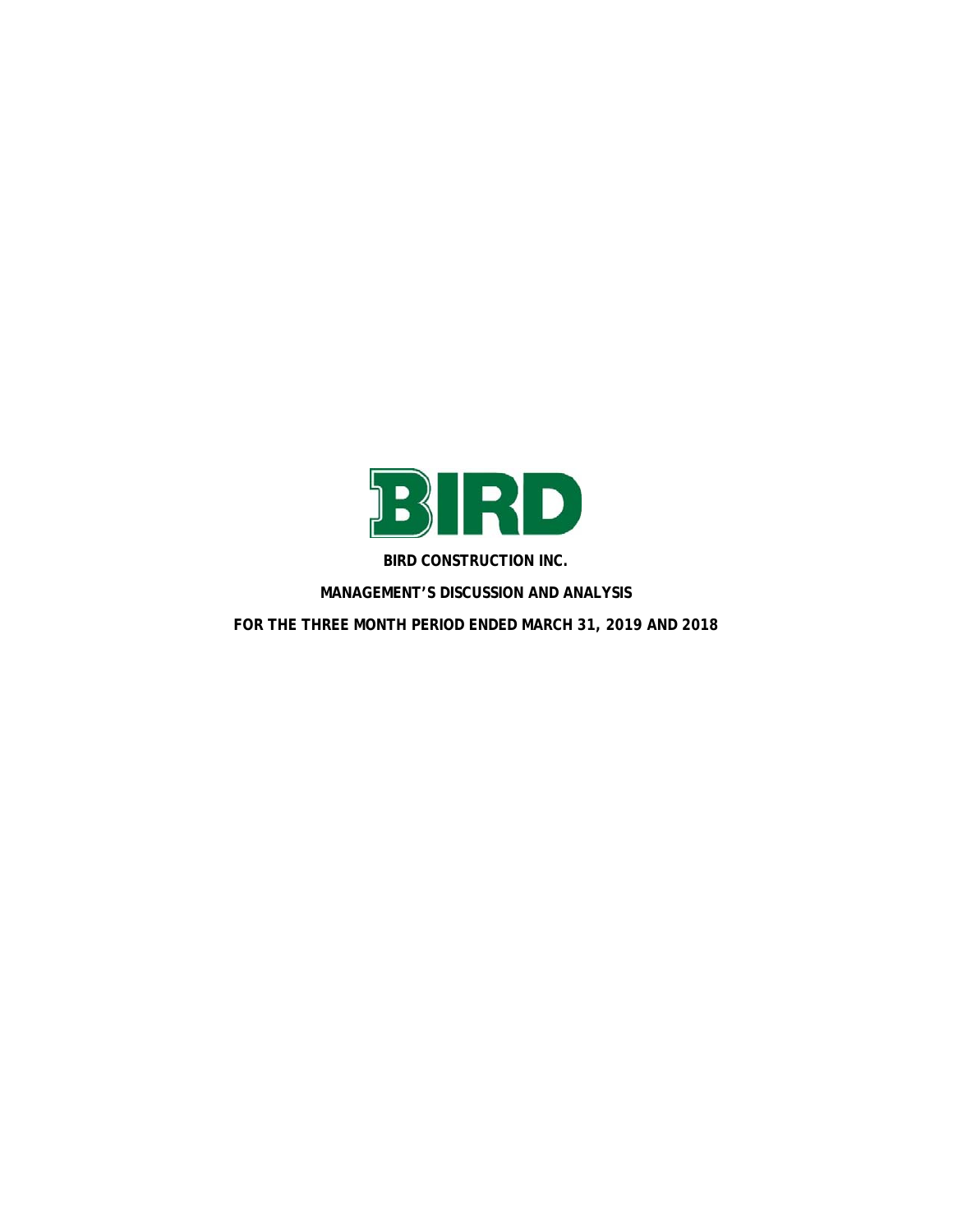# BIRD

**BIRD CONSTRUCTION INC.**

**MANAGEMENT'S DISCUSSION AND ANALYSIS**

**FOR THE THREE MONTH PERIOD ENDED MARCH 31, 2019 AND 2018**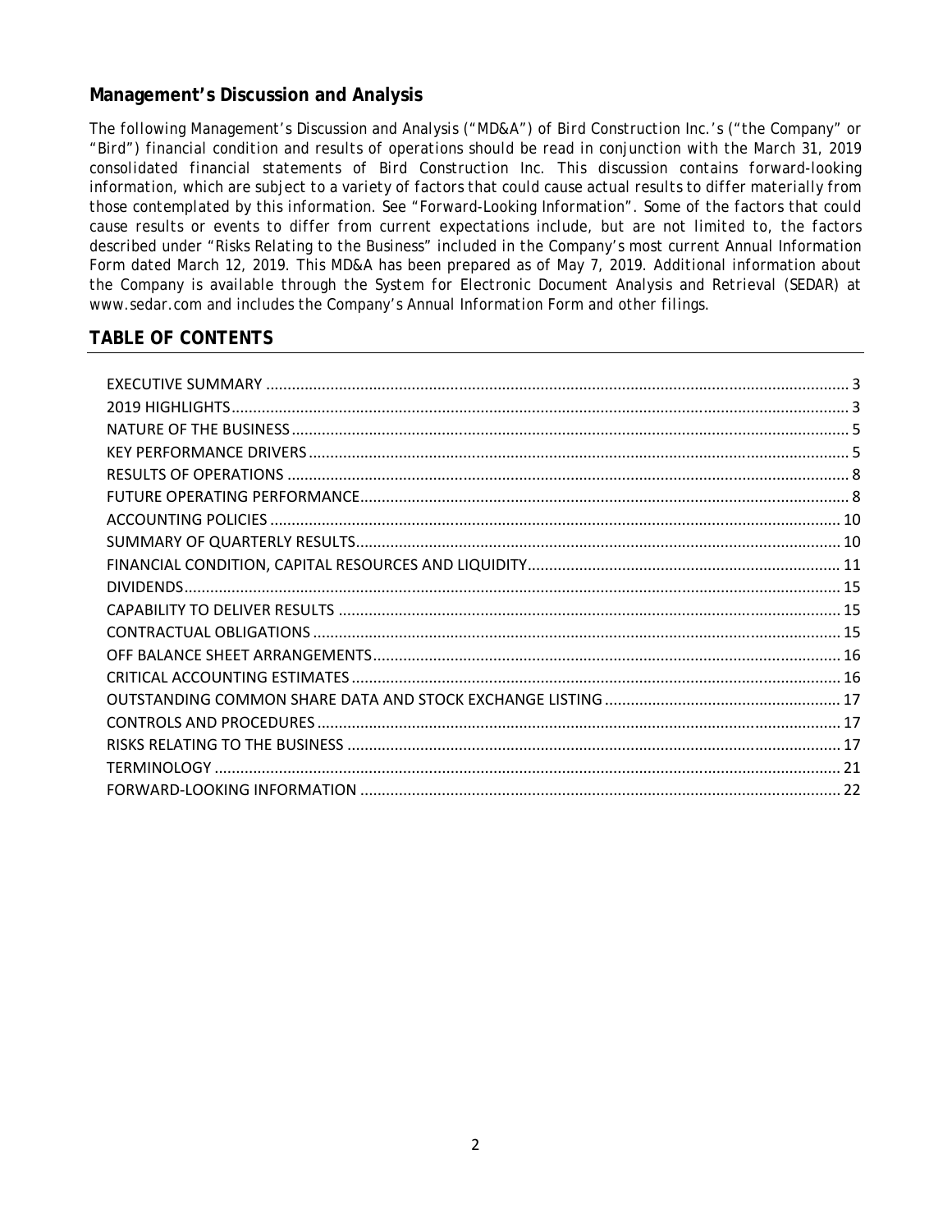## Management's Discussion and Analysis

*The following Management's Discussion and Analysis ("MD&A") of Bird Construction Inc.'s ("the Company" or "Bird") financial condition and results of operations should be read in conjunction with the March 31, 2019 consolidated financial statements of Bird Construction Inc. This discussion contains forward-looking information, which are subject to a variety of factors that could cause actual results to differ materially from those contemplated by this information. See "Forward-Looking Information". Some of the factors that could cause results or events to differ from current expectations include, but are not limited to, the factors described under "Risks Relating to the Business" included in the Company's most current Annual Information Form dated March 12, 2019. This MD&A has been prepared as of May 7, 2019. Additional information about the Company is available through the System for Electronic Document Analysis and Retrieval (SEDAR) at www.sedar.com and includes the Company's Annual Information Form and other filings.*

## TABLE OF CONTENTS

EXECUTIVE SUMMARY ..... 3
2019 HIGHLIGHTS ..... 3
NATURE OF THE BUSINESS ..... 5
KEY PERFORMANCE DRIVERS ..... 5
RESULTS OF OPERATIONS ..... 8
FUTURE OPERATING PERFORMANCE ..... 8
ACCOUNTING POLICIES ..... 10
SUMMARY OF QUARTERLY RESULTS ..... 10
FINANCIAL CONDITION, CAPITAL RESOURCES AND LIQUIDITY ..... 11
DIVIDENDS ..... 15
CAPABILITY TO DELIVER RESULTS ..... 15
CONTRACTUAL OBLIGATIONS ..... 15
OFF BALANCE SHEET ARRANGEMENTS ..... 16
CRITICAL ACCOUNTING ESTIMATES ..... 16
OUTSTANDING COMMON SHARE DATA AND STOCK EXCHANGE LISTING ..... 17
CONTROLS AND PROCEDURES ..... 17
RISKS RELATING TO THE BUSINESS ..... 17
TERMINOLOGY ..... 21
FORWARD-LOOKING INFORMATION ..... 22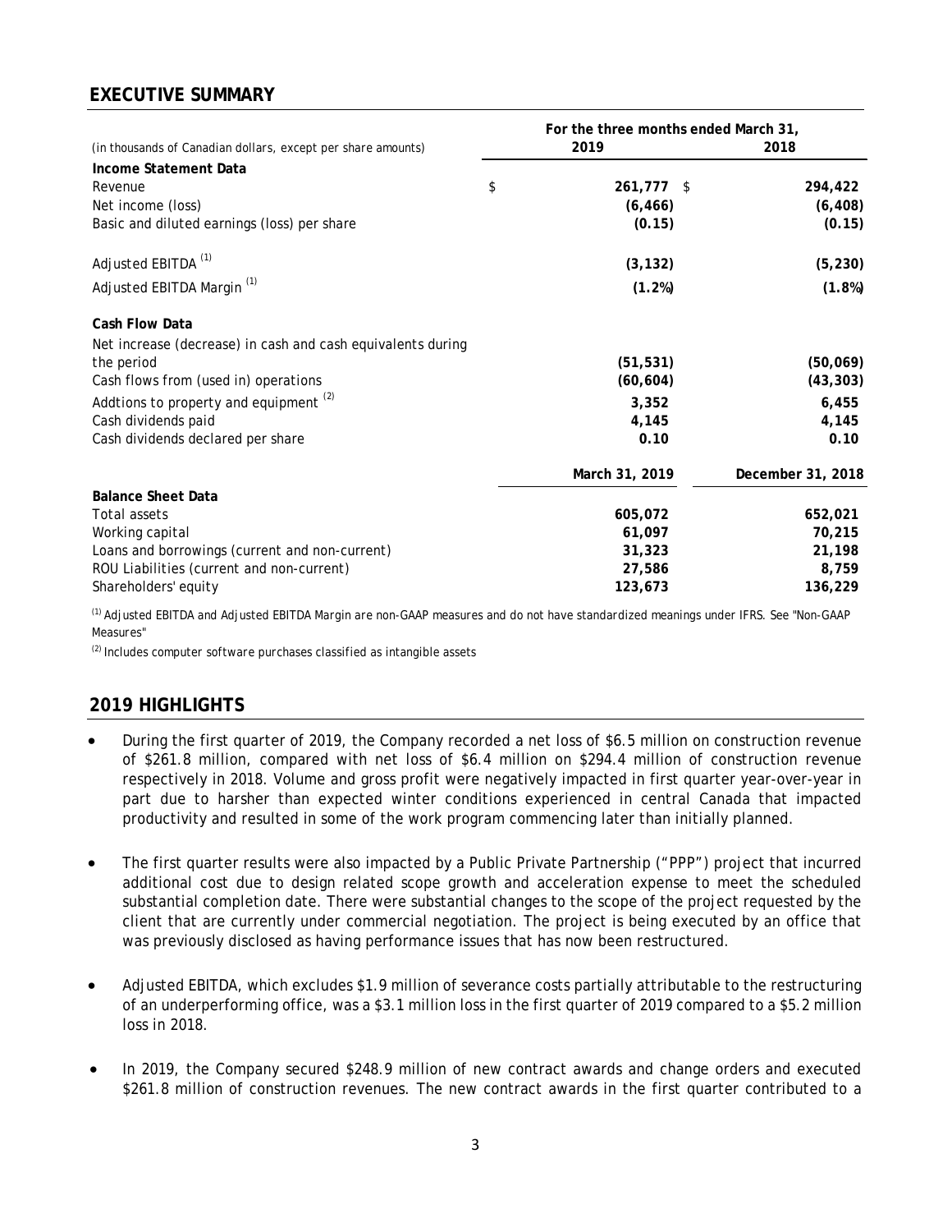## EXECUTIVE SUMMARY

| (in thousands of Canadian dollars, except per share amounts) | For the three months ended March 31, 2019 | 2018 |
|---|---|---|
| **Income Statement Data** | | |
| Revenue | $ **261,777** | $ 294,422 |
| Net income (loss) | **(6,466)** | (6,408) |
| Basic and diluted earnings (loss) per share | **(0.15)** | (0.15) |
| Adjusted EBITDA [(1)] | **(3,132)** | (5,230) |
| Adjusted EBITDA Margin [(1)] | **(1.2%)** | (1.8%) |
| **Cash Flow Data** | | |
| Net increase (decrease) in cash and cash equivalents during the period | **(51,531)** | (50,069) |
| Cash flows from (used in) operations | **(60,604)** | (43,303) |
| Addtions to property and equipment [(2)] | **3,352** | 6,455 |
| Cash dividends paid | **4,145** | 4,145 |
| Cash dividends declared per share | **0.10** | 0.10 |
| | **March 31, 2019** | **December 31, 2018** |
| **Balance Sheet Data** | | |
| Total assets | **605,072** | 652,021 |
| Working capital | **61,097** | 70,215 |
| Loans and borrowings (current and non-current) | **31,323** | 21,198 |
| ROU Liabilities (current and non-current) | **27,586** | 8,759 |
| Shareholders' equity | **123,673** | 136,229 |

[(1)] Adjusted EBITDA and Adjusted EBITDA Margin are non-GAAP measures and do not have standardized meanings under IFRS. See "Non-GAAP Measures"

[(2)] Includes computer software purchases classified as intangible assets

## 2019 HIGHLIGHTS

- During the first quarter of 2019, the Company recorded a net loss of $6.5 million on construction revenue of $261.8 million, compared with net loss of $6.4 million on $294.4 million of construction revenue respectively in 2018. Volume and gross profit were negatively impacted in first quarter year-over-year in part due to harsher than expected winter conditions experienced in central Canada that impacted productivity and resulted in some of the work program commencing later than initially planned.

- The first quarter results were also impacted by a Public Private Partnership ("PPP") project that incurred additional cost due to design related scope growth and acceleration expense to meet the scheduled substantial completion date. There were substantial changes to the scope of the project requested by the client that are currently under commercial negotiation. The project is being executed by an office that was previously disclosed as having performance issues that has now been restructured.

- Adjusted EBITDA, which excludes $1.9 million of severance costs partially attributable to the restructuring of an underperforming office, was a $3.1 million loss in the first quarter of 2019 compared to a $5.2 million loss in 2018.

- In 2019, the Company secured $248.9 million of new contract awards and change orders and executed $261.8 million of construction revenues. The new contract awards in the first quarter contributed to a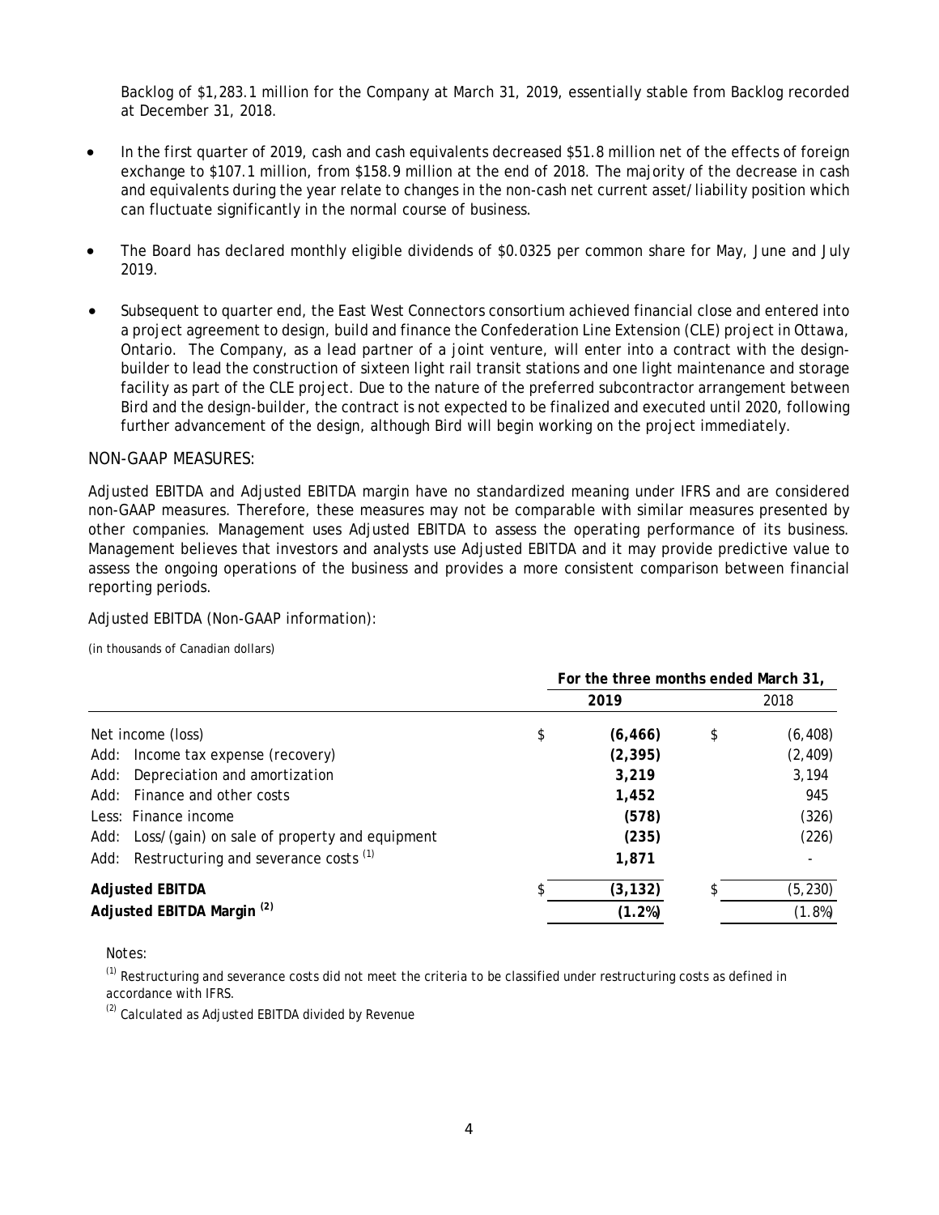Backlog of $1,283.1 million for the Company at March 31, 2019, essentially stable from Backlog recorded at December 31, 2018.

- In the first quarter of 2019, cash and cash equivalents decreased $51.8 million net of the effects of foreign exchange to $107.1 million, from $158.9 million at the end of 2018. The majority of the decrease in cash and equivalents during the year relate to changes in the non-cash net current asset/liability position which can fluctuate significantly in the normal course of business.
- The Board has declared monthly eligible dividends of $0.0325 per common share for May, June and July 2019.
- Subsequent to quarter end, the East West Connectors consortium achieved financial close and entered into a project agreement to design, build and finance the Confederation Line Extension (CLE) project in Ottawa, Ontario. The Company, as a lead partner of a joint venture, will enter into a contract with the design-builder to lead the construction of sixteen light rail transit stations and one light maintenance and storage facility as part of the CLE project. Due to the nature of the preferred subcontractor arrangement between Bird and the design-builder, the contract is not expected to be finalized and executed until 2020, following further advancement of the design, although Bird will begin working on the project immediately.

## NON-GAAP MEASURES:

Adjusted EBITDA and Adjusted EBITDA margin have no standardized meaning under IFRS and are considered non-GAAP measures. Therefore, these measures may not be comparable with similar measures presented by other companies. Management uses Adjusted EBITDA to assess the operating performance of its business. Management believes that investors and analysts use Adjusted EBITDA and it may provide predictive value to assess the ongoing operations of the business and provides a more consistent comparison between financial reporting periods.

Adjusted EBITDA (Non-GAAP information):

*(in thousands of Canadian dollars)*

| | For the three months ended March 31, | |
|---|---|---|
| | **2019** | 2018 |
| Net income (loss) | $ **(6,466)** | $ (6,408) |
| Add: Income tax expense (recovery) | **(2,395)** | (2,409) |
| Add: Depreciation and amortization | **3,219** | 3,194 |
| Add: Finance and other costs | **1,452** | 945 |
| Less: Finance income | **(578)** | (326) |
| Add: Loss/(gain) on sale of property and equipment | **(235)** | (226) |
| Add: Restructuring and severance costs [(1)] | **1,871** | - |
| **Adjusted EBITDA** | $ **(3,132)** | $ (5,230) |
| **Adjusted EBITDA Margin [(2)]** | **(1.2%)** | (1.8%) |

Notes:

[(1)] Restructuring and severance costs did not meet the criteria to be classified under restructuring costs as defined in accordance with IFRS.

[(2)] Calculated as Adjusted EBITDA divided by Revenue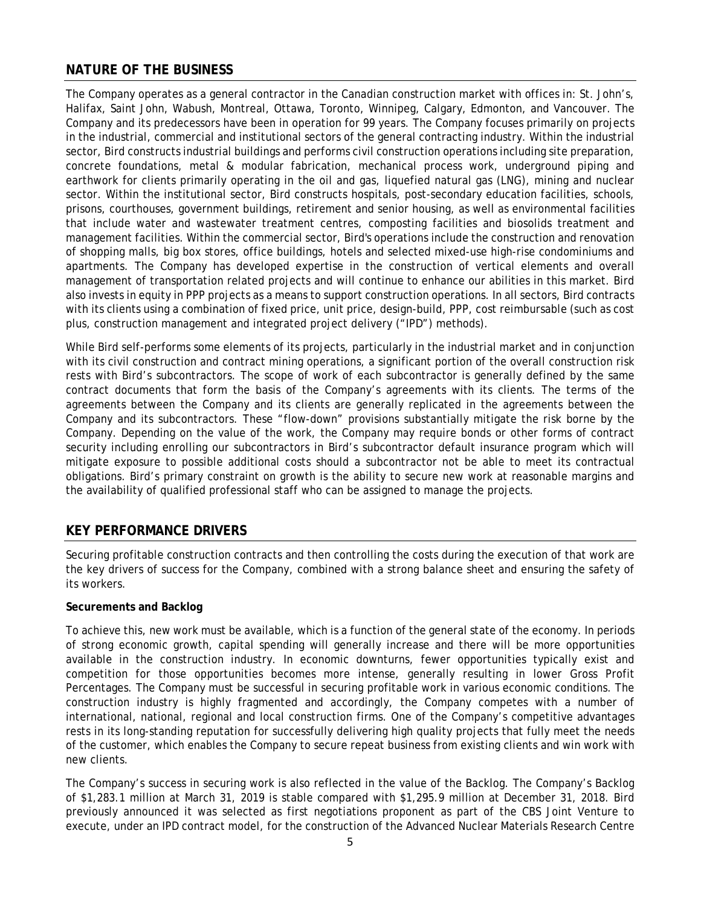## NATURE OF THE BUSINESS

The Company operates as a general contractor in the Canadian construction market with offices in: St. John's, Halifax, Saint John, Wabush, Montreal, Ottawa, Toronto, Winnipeg, Calgary, Edmonton, and Vancouver. The Company and its predecessors have been in operation for 99 years. The Company focuses primarily on projects in the industrial, commercial and institutional sectors of the general contracting industry. Within the industrial sector, Bird constructs industrial buildings and performs civil construction operations including site preparation, concrete foundations, metal & modular fabrication, mechanical process work, underground piping and earthwork for clients primarily operating in the oil and gas, liquefied natural gas (LNG), mining and nuclear sector. Within the institutional sector, Bird constructs hospitals, post-secondary education facilities, schools, prisons, courthouses, government buildings, retirement and senior housing, as well as environmental facilities that include water and wastewater treatment centres, composting facilities and biosolids treatment and management facilities. Within the commercial sector, Bird's operations include the construction and renovation of shopping malls, big box stores, office buildings, hotels and selected mixed-use high-rise condominiums and apartments. The Company has developed expertise in the construction of vertical elements and overall management of transportation related projects and will continue to enhance our abilities in this market. Bird also invests in equity in PPP projects as a means to support construction operations. In all sectors, Bird contracts with its clients using a combination of fixed price, unit price, design-build, PPP, cost reimbursable (such as cost plus, construction management and integrated project delivery ("IPD") methods).

While Bird self-performs some elements of its projects, particularly in the industrial market and in conjunction with its civil construction and contract mining operations, a significant portion of the overall construction risk rests with Bird's subcontractors. The scope of work of each subcontractor is generally defined by the same contract documents that form the basis of the Company's agreements with its clients. The terms of the agreements between the Company and its clients are generally replicated in the agreements between the Company and its subcontractors. These "flow-down" provisions substantially mitigate the risk borne by the Company. Depending on the value of the work, the Company may require bonds or other forms of contract security including enrolling our subcontractors in Bird's subcontractor default insurance program which will mitigate exposure to possible additional costs should a subcontractor not be able to meet its contractual obligations. Bird's primary constraint on growth is the ability to secure new work at reasonable margins and the availability of qualified professional staff who can be assigned to manage the projects.

## KEY PERFORMANCE DRIVERS

Securing profitable construction contracts and then controlling the costs during the execution of that work are the key drivers of success for the Company, combined with a strong balance sheet and ensuring the safety of its workers.

**Securements and Backlog**

To achieve this, new work must be available, which is a function of the general state of the economy. In periods of strong economic growth, capital spending will generally increase and there will be more opportunities available in the construction industry. In economic downturns, fewer opportunities typically exist and competition for those opportunities becomes more intense, generally resulting in lower Gross Profit Percentages. The Company must be successful in securing profitable work in various economic conditions. The construction industry is highly fragmented and accordingly, the Company competes with a number of international, national, regional and local construction firms. One of the Company's competitive advantages rests in its long-standing reputation for successfully delivering high quality projects that fully meet the needs of the customer, which enables the Company to secure repeat business from existing clients and win work with new clients.

The Company's success in securing work is also reflected in the value of the Backlog. The Company's Backlog of $1,283.1 million at March 31, 2019 is stable compared with $1,295.9 million at December 31, 2018. Bird previously announced it was selected as first negotiations proponent as part of the CBS Joint Venture to execute, under an IPD contract model, for the construction of the Advanced Nuclear Materials Research Centre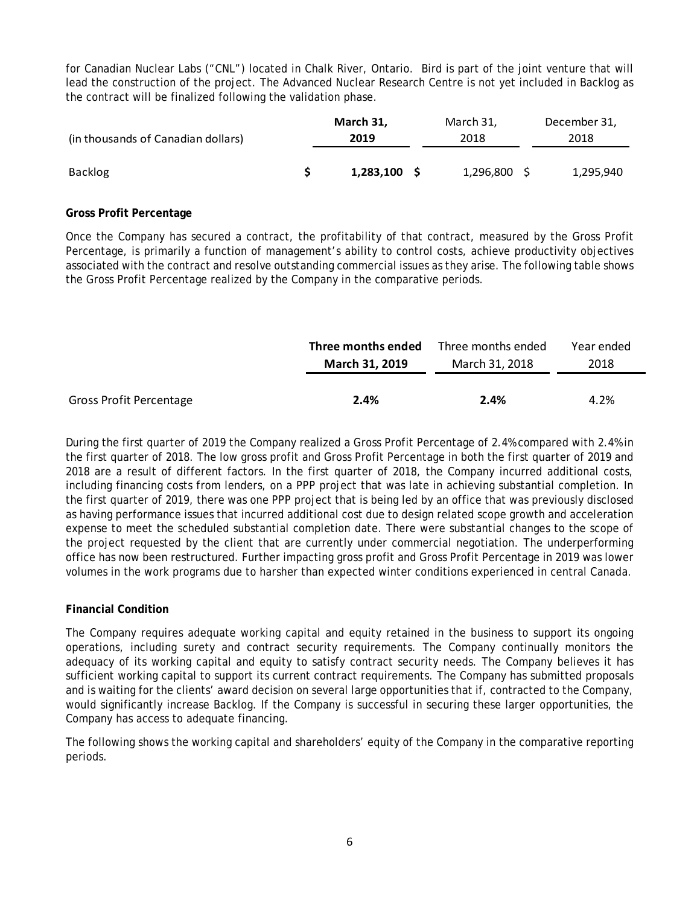for Canadian Nuclear Labs ("CNL") located in Chalk River, Ontario. Bird is part of the joint venture that will lead the construction of the project. The Advanced Nuclear Research Centre is not yet included in Backlog as the contract will be finalized following the validation phase.

| (in thousands of Canadian dollars) | **March 31, 2019** | March 31, 2018 | December 31, 2018 |
|---|---|---|---|
| Backlog | **$ 1,283,100** | $ 1,296,800 | $ 1,295,940 |

**Gross Profit Percentage**

Once the Company has secured a contract, the profitability of that contract, measured by the Gross Profit Percentage, is primarily a function of management's ability to control costs, achieve productivity objectives associated with the contract and resolve outstanding commercial issues as they arise. The following table shows the Gross Profit Percentage realized by the Company in the comparative periods.

| | **Three months ended March 31, 2019** | Three months ended March 31, 2018 | Year ended 2018 |
|---|---|---|---|
| Gross Profit Percentage | **2.4%** | **2.4%** | 4.2% |

During the first quarter of 2019 the Company realized a Gross Profit Percentage of 2.4% compared with 2.4% in the first quarter of 2018. The low gross profit and Gross Profit Percentage in both the first quarter of 2019 and 2018 are a result of different factors. In the first quarter of 2018, the Company incurred additional costs, including financing costs from lenders, on a PPP project that was late in achieving substantial completion. In the first quarter of 2019, there was one PPP project that is being led by an office that was previously disclosed as having performance issues that incurred additional cost due to design related scope growth and acceleration expense to meet the scheduled substantial completion date. There were substantial changes to the scope of the project requested by the client that are currently under commercial negotiation. The underperforming office has now been restructured. Further impacting gross profit and Gross Profit Percentage in 2019 was lower volumes in the work programs due to harsher than expected winter conditions experienced in central Canada.

**Financial Condition**

The Company requires adequate working capital and equity retained in the business to support its ongoing operations, including surety and contract security requirements. The Company continually monitors the adequacy of its working capital and equity to satisfy contract security needs. The Company believes it has sufficient working capital to support its current contract requirements. The Company has submitted proposals and is waiting for the clients' award decision on several large opportunities that if, contracted to the Company, would significantly increase Backlog. If the Company is successful in securing these larger opportunities, the Company has access to adequate financing.

The following shows the working capital and shareholders' equity of the Company in the comparative reporting periods.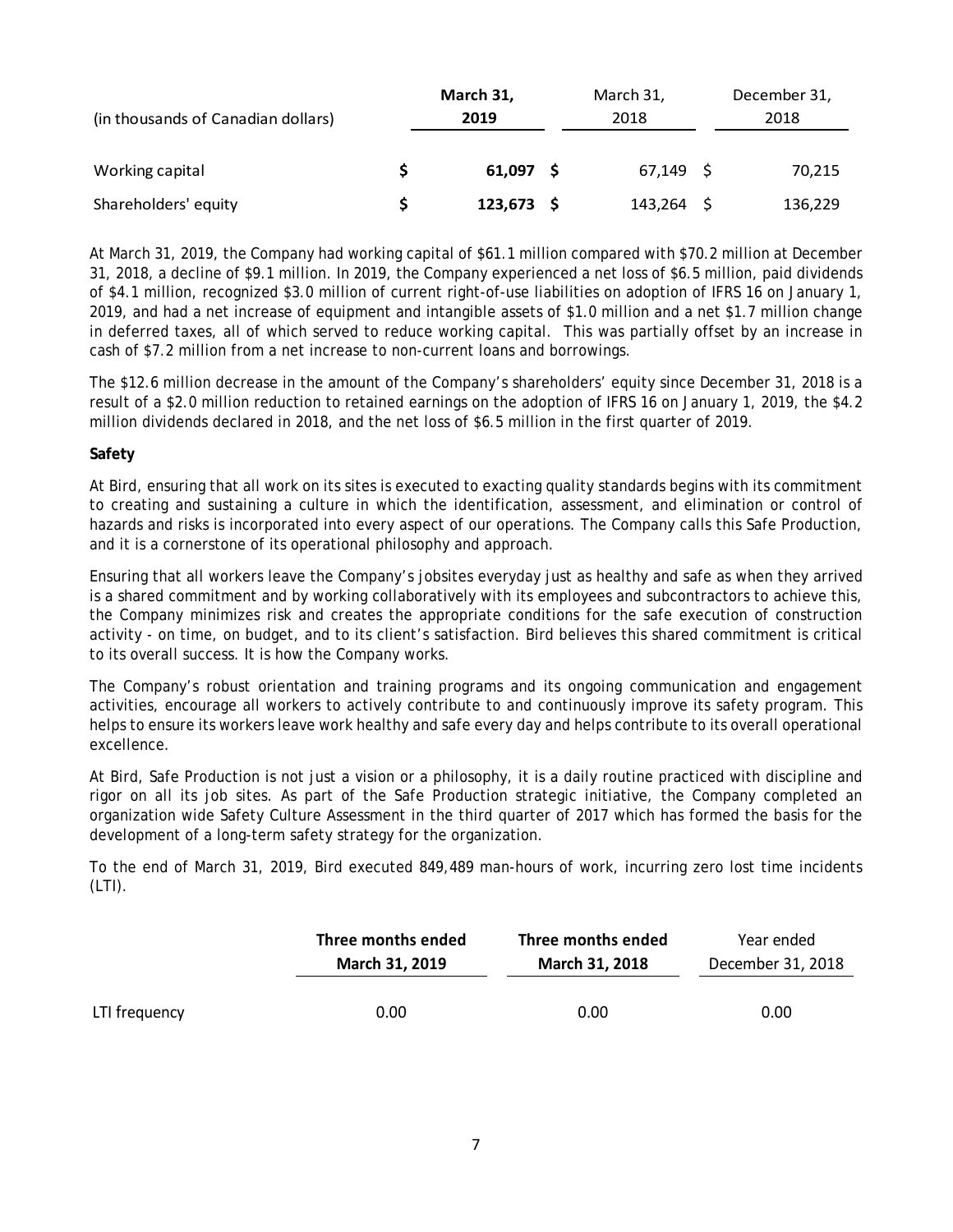| (in thousands of Canadian dollars) | | **March 31, 2019** | | March 31, 2018 | | December 31, 2018 |
|---|---|---|---|---|---|---|
| Working capital | $ | **61,097** | $ | 67,149 | $ | 70,215 |
| Shareholders' equity | $ | **123,673** | $ | 143,264 | $ | 136,229 |

At March 31, 2019, the Company had working capital of $61.1 million compared with $70.2 million at December 31, 2018, a decline of $9.1 million. In 2019, the Company experienced a net loss of $6.5 million, paid dividends of $4.1 million, recognized $3.0 million of current right-of-use liabilities on adoption of IFRS 16 on January 1, 2019, and had a net increase of equipment and intangible assets of $1.0 million and a net $1.7 million change in deferred taxes, all of which served to reduce working capital. This was partially offset by an increase in cash of $7.2 million from a net increase to non-current loans and borrowings.

The $12.6 million decrease in the amount of the Company's shareholders' equity since December 31, 2018 is a result of a $2.0 million reduction to retained earnings on the adoption of IFRS 16 on January 1, 2019, the $4.2 million dividends declared in 2018, and the net loss of $6.5 million in the first quarter of 2019.

**Safety**

At Bird, ensuring that all work on its sites is executed to exacting quality standards begins with its commitment to creating and sustaining a culture in which the identification, assessment, and elimination or control of hazards and risks is incorporated into every aspect of our operations. The Company calls this Safe Production, and it is a cornerstone of its operational philosophy and approach.

Ensuring that all workers leave the Company's jobsites everyday just as healthy and safe as when they arrived is a shared commitment and by working collaboratively with its employees and subcontractors to achieve this, the Company minimizes risk and creates the appropriate conditions for the safe execution of construction activity - on time, on budget, and to its client's satisfaction. Bird believes this shared commitment is critical to its overall success. It is how the Company works.

The Company's robust orientation and training programs and its ongoing communication and engagement activities, encourage all workers to actively contribute to and continuously improve its safety program. This helps to ensure its workers leave work healthy and safe every day and helps contribute to its overall operational excellence.

At Bird, Safe Production is not just a vision or a philosophy, it is a daily routine practiced with discipline and rigor on all its job sites. As part of the Safe Production strategic initiative, the Company completed an organization wide Safety Culture Assessment in the third quarter of 2017 which has formed the basis for the development of a long-term safety strategy for the organization.

To the end of March 31, 2019, Bird executed 849,489 man-hours of work, incurring zero lost time incidents (LTI).

| | **Three months ended March 31, 2019** | **Three months ended March 31, 2018** | Year ended December 31, 2018 |
|---|---|---|---|
| LTI frequency | 0.00 | 0.00 | 0.00 |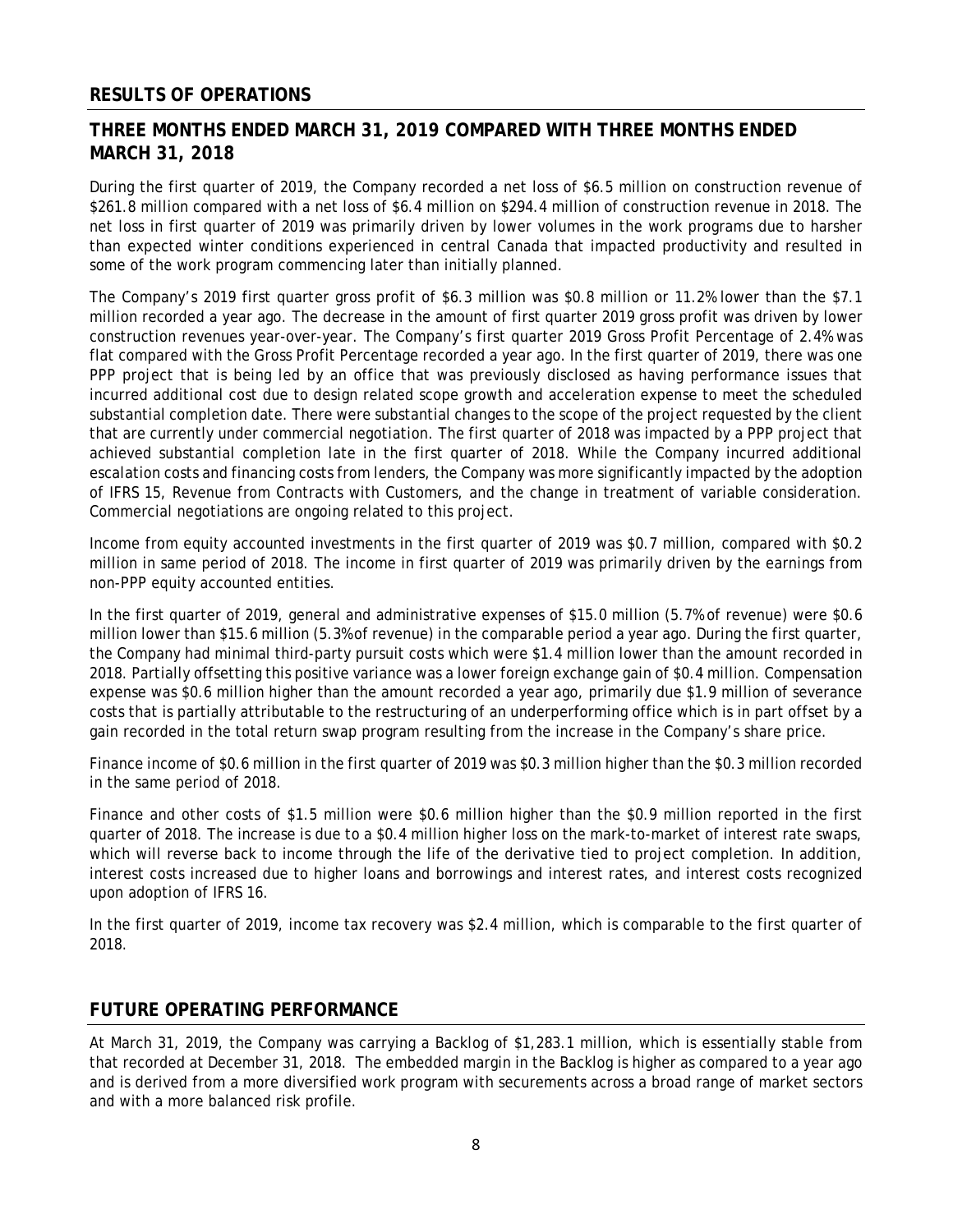## RESULTS OF OPERATIONS

## THREE MONTHS ENDED MARCH 31, 2019 COMPARED WITH THREE MONTHS ENDED MARCH 31, 2018

During the first quarter of 2019, the Company recorded a net loss of $6.5 million on construction revenue of $261.8 million compared with a net loss of $6.4 million on $294.4 million of construction revenue in 2018. The net loss in first quarter of 2019 was primarily driven by lower volumes in the work programs due to harsher than expected winter conditions experienced in central Canada that impacted productivity and resulted in some of the work program commencing later than initially planned.

The Company's 2019 first quarter gross profit of $6.3 million was $0.8 million or 11.2% lower than the $7.1 million recorded a year ago. The decrease in the amount of first quarter 2019 gross profit was driven by lower construction revenues year-over-year. The Company's first quarter 2019 Gross Profit Percentage of 2.4% was flat compared with the Gross Profit Percentage recorded a year ago. In the first quarter of 2019, there was one PPP project that is being led by an office that was previously disclosed as having performance issues that incurred additional cost due to design related scope growth and acceleration expense to meet the scheduled substantial completion date. There were substantial changes to the scope of the project requested by the client that are currently under commercial negotiation. The first quarter of 2018 was impacted by a PPP project that achieved substantial completion late in the first quarter of 2018. While the Company incurred additional escalation costs and financing costs from lenders, the Company was more significantly impacted by the adoption of IFRS 15, Revenue from Contracts with Customers, and the change in treatment of variable consideration. Commercial negotiations are ongoing related to this project.

Income from equity accounted investments in the first quarter of 2019 was $0.7 million, compared with $0.2 million in same period of 2018. The income in first quarter of 2019 was primarily driven by the earnings from non-PPP equity accounted entities.

In the first quarter of 2019, general and administrative expenses of $15.0 million (5.7% of revenue) were $0.6 million lower than $15.6 million (5.3% of revenue) in the comparable period a year ago. During the first quarter, the Company had minimal third-party pursuit costs which were $1.4 million lower than the amount recorded in 2018. Partially offsetting this positive variance was a lower foreign exchange gain of $0.4 million. Compensation expense was $0.6 million higher than the amount recorded a year ago, primarily due $1.9 million of severance costs that is partially attributable to the restructuring of an underperforming office which is in part offset by a gain recorded in the total return swap program resulting from the increase in the Company's share price.

Finance income of $0.6 million in the first quarter of 2019 was $0.3 million higher than the $0.3 million recorded in the same period of 2018.

Finance and other costs of $1.5 million were $0.6 million higher than the $0.9 million reported in the first quarter of 2018. The increase is due to a $0.4 million higher loss on the mark-to-market of interest rate swaps, which will reverse back to income through the life of the derivative tied to project completion. In addition, interest costs increased due to higher loans and borrowings and interest rates, and interest costs recognized upon adoption of IFRS 16.

In the first quarter of 2019, income tax recovery was $2.4 million, which is comparable to the first quarter of 2018.

## FUTURE OPERATING PERFORMANCE

At March 31, 2019, the Company was carrying a Backlog of $1,283.1 million, which is essentially stable from that recorded at December 31, 2018. The embedded margin in the Backlog is higher as compared to a year ago and is derived from a more diversified work program with securements across a broad range of market sectors and with a more balanced risk profile.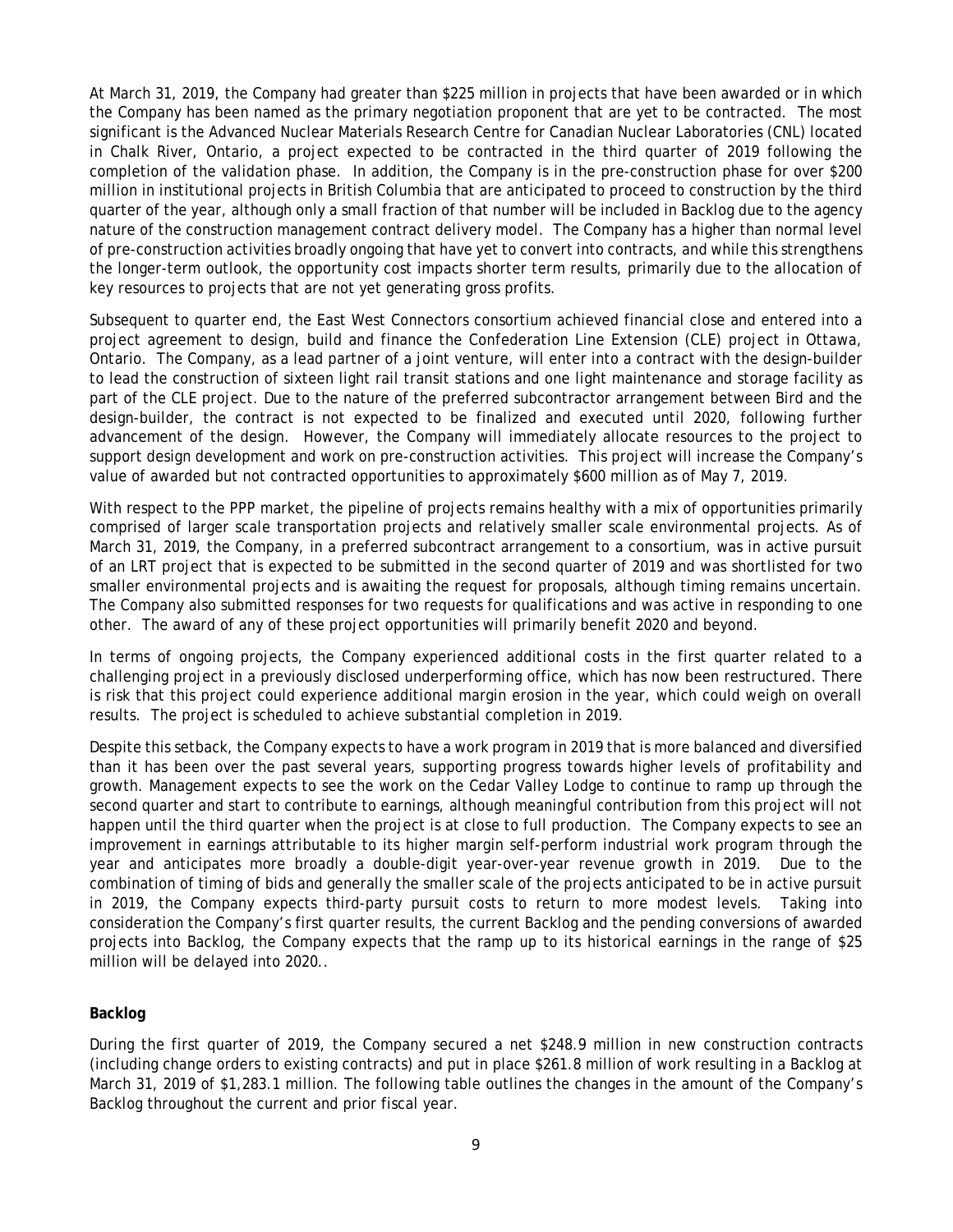At March 31, 2019, the Company had greater than $225 million in projects that have been awarded or in which the Company has been named as the primary negotiation proponent that are yet to be contracted. The most significant is the Advanced Nuclear Materials Research Centre for Canadian Nuclear Laboratories (CNL) located in Chalk River, Ontario, a project expected to be contracted in the third quarter of 2019 following the completion of the validation phase. In addition, the Company is in the pre-construction phase for over $200 million in institutional projects in British Columbia that are anticipated to proceed to construction by the third quarter of the year, although only a small fraction of that number will be included in Backlog due to the agency nature of the construction management contract delivery model. The Company has a higher than normal level of pre-construction activities broadly ongoing that have yet to convert into contracts, and while this strengthens the longer-term outlook, the opportunity cost impacts shorter term results, primarily due to the allocation of key resources to projects that are not yet generating gross profits.

Subsequent to quarter end, the East West Connectors consortium achieved financial close and entered into a project agreement to design, build and finance the Confederation Line Extension (CLE) project in Ottawa, Ontario. The Company, as a lead partner of a joint venture, will enter into a contract with the design-builder to lead the construction of sixteen light rail transit stations and one light maintenance and storage facility as part of the CLE project. Due to the nature of the preferred subcontractor arrangement between Bird and the design-builder, the contract is not expected to be finalized and executed until 2020, following further advancement of the design. However, the Company will immediately allocate resources to the project to support design development and work on pre-construction activities. This project will increase the Company's value of awarded but not contracted opportunities to approximately $600 million as of May 7, 2019.

With respect to the PPP market, the pipeline of projects remains healthy with a mix of opportunities primarily comprised of larger scale transportation projects and relatively smaller scale environmental projects. As of March 31, 2019, the Company, in a preferred subcontract arrangement to a consortium, was in active pursuit of an LRT project that is expected to be submitted in the second quarter of 2019 and was shortlisted for two smaller environmental projects and is awaiting the request for proposals, although timing remains uncertain. The Company also submitted responses for two requests for qualifications and was active in responding to one other. The award of any of these project opportunities will primarily benefit 2020 and beyond.

In terms of ongoing projects, the Company experienced additional costs in the first quarter related to a challenging project in a previously disclosed underperforming office, which has now been restructured. There is risk that this project could experience additional margin erosion in the year, which could weigh on overall results. The project is scheduled to achieve substantial completion in 2019.

Despite this setback, the Company expects to have a work program in 2019 that is more balanced and diversified than it has been over the past several years, supporting progress towards higher levels of profitability and growth. Management expects to see the work on the Cedar Valley Lodge to continue to ramp up through the second quarter and start to contribute to earnings, although meaningful contribution from this project will not happen until the third quarter when the project is at close to full production. The Company expects to see an improvement in earnings attributable to its higher margin self-perform industrial work program through the year and anticipates more broadly a double-digit year-over-year revenue growth in 2019. Due to the combination of timing of bids and generally the smaller scale of the projects anticipated to be in active pursuit in 2019, the Company expects third-party pursuit costs to return to more modest levels. Taking into consideration the Company's first quarter results, the current Backlog and the pending conversions of awarded projects into Backlog, the Company expects that the ramp up to its historical earnings in the range of $25 million will be delayed into 2020..

**Backlog**

During the first quarter of 2019, the Company secured a net $248.9 million in new construction contracts (including change orders to existing contracts) and put in place $261.8 million of work resulting in a Backlog at March 31, 2019 of $1,283.1 million. The following table outlines the changes in the amount of the Company's Backlog throughout the current and prior fiscal year.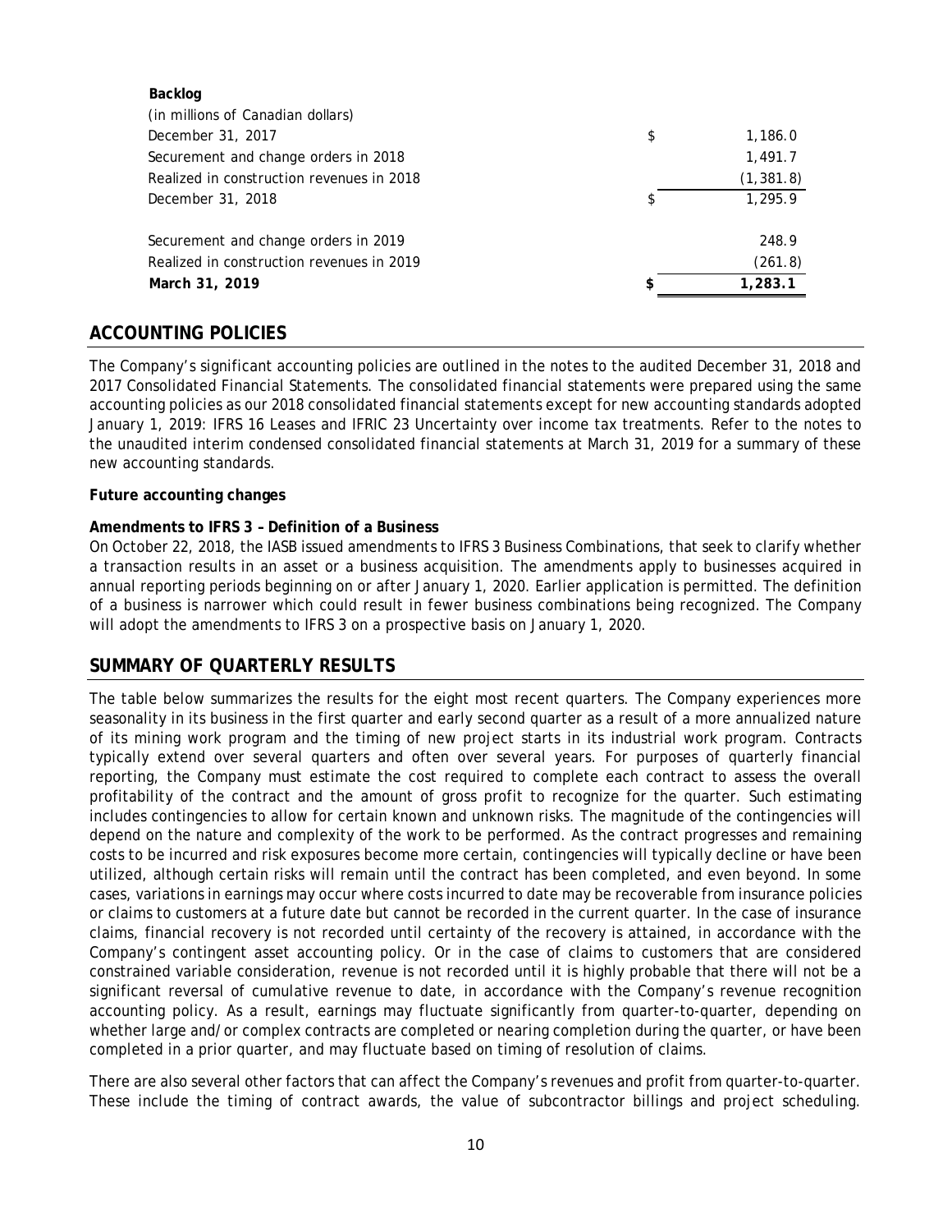**Backlog**

| (in millions of Canadian dollars) | | |
|---|---|---|
| December 31, 2017 | $ | 1,186.0 |
| Securement and change orders in 2018 | | 1,491.7 |
| Realized in construction revenues in 2018 | | (1,381.8) |
| December 31, 2018 | $ | 1,295.9 |
| | | |
| Securement and change orders in 2019 | | 248.9 |
| Realized in construction revenues in 2019 | | (261.8) |
| **March 31, 2019** | **$** | **1,283.1** |

## ACCOUNTING POLICIES

The Company's significant accounting policies are outlined in the notes to the audited December 31, 2018 and 2017 Consolidated Financial Statements. The consolidated financial statements were prepared using the same accounting policies as our 2018 consolidated financial statements except for new accounting standards adopted January 1, 2019: IFRS 16 Leases and IFRIC 23 Uncertainty over income tax treatments. Refer to the notes to the unaudited interim condensed consolidated financial statements at March 31, 2019 for a summary of these new accounting standards.

**Future accounting changes**

**Amendments to IFRS 3 – Definition of a Business**

On October 22, 2018, the IASB issued amendments to IFRS 3 Business Combinations, that seek to clarify whether a transaction results in an asset or a business acquisition. The amendments apply to businesses acquired in annual reporting periods beginning on or after January 1, 2020. Earlier application is permitted. The definition of a business is narrower which could result in fewer business combinations being recognized. The Company will adopt the amendments to IFRS 3 on a prospective basis on January 1, 2020.

## SUMMARY OF QUARTERLY RESULTS

The table below summarizes the results for the eight most recent quarters. The Company experiences more seasonality in its business in the first quarter and early second quarter as a result of a more annualized nature of its mining work program and the timing of new project starts in its industrial work program. Contracts typically extend over several quarters and often over several years. For purposes of quarterly financial reporting, the Company must estimate the cost required to complete each contract to assess the overall profitability of the contract and the amount of gross profit to recognize for the quarter. Such estimating includes contingencies to allow for certain known and unknown risks. The magnitude of the contingencies will depend on the nature and complexity of the work to be performed. As the contract progresses and remaining costs to be incurred and risk exposures become more certain, contingencies will typically decline or have been utilized, although certain risks will remain until the contract has been completed, and even beyond. In some cases, variations in earnings may occur where costs incurred to date may be recoverable from insurance policies or claims to customers at a future date but cannot be recorded in the current quarter. In the case of insurance claims, financial recovery is not recorded until certainty of the recovery is attained, in accordance with the Company's contingent asset accounting policy. Or in the case of claims to customers that are considered constrained variable consideration, revenue is not recorded until it is highly probable that there will not be a significant reversal of cumulative revenue to date, in accordance with the Company's revenue recognition accounting policy. As a result, earnings may fluctuate significantly from quarter-to-quarter, depending on whether large and/or complex contracts are completed or nearing completion during the quarter, or have been completed in a prior quarter, and may fluctuate based on timing of resolution of claims.

There are also several other factors that can affect the Company's revenues and profit from quarter-to-quarter. These include the timing of contract awards, the value of subcontractor billings and project scheduling.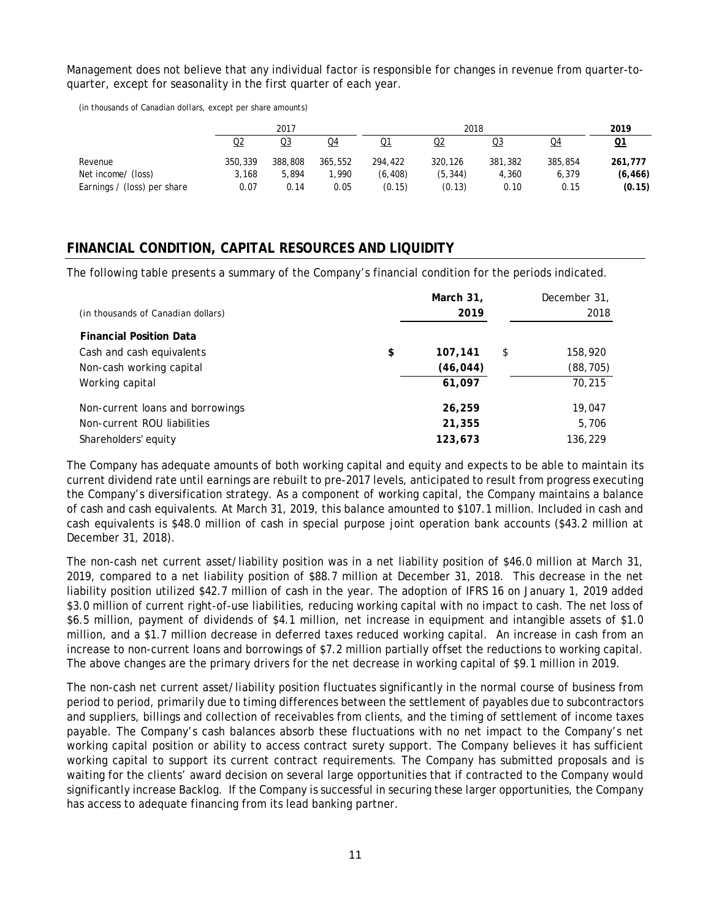Management does not believe that any individual factor is responsible for changes in revenue from quarter-to-quarter, except for seasonality in the first quarter of each year.

*(in thousands of Canadian dollars, except per share amounts)*

| | 2017 | | | 2018 | | | | **2019** |
|---|---|---|---|---|---|---|---|---|
| | Q2 | Q3 | Q4 | Q1 | Q2 | Q3 | Q4 | **Q1** |
| Revenue | 350,339 | 388,808 | 365,552 | 294,422 | 320,126 | 381,382 | 385,854 | **261,777** |
| Net income/ (loss) | 3,168 | 5,894 | 1,990 | (6,408) | (5,344) | 4,360 | 6,379 | **(6,466)** |
| Earnings / (loss) per share | 0.07 | 0.14 | 0.05 | (0.15) | (0.13) | 0.10 | 0.15 | **(0.15)** |

## FINANCIAL CONDITION, CAPITAL RESOURCES AND LIQUIDITY

The following table presents a summary of the Company's financial condition for the periods indicated.

| (in thousands of Canadian dollars) | **March 31, 2019** | December 31, 2018 |
|---|---|---|
| **Financial Position Data** | | |
| Cash and cash equivalents | **$ 107,141** | $ 158,920 |
| Non-cash working capital | **(46,044)** | (88,705) |
| Working capital | **61,097** | 70,215 |
| Non-current loans and borrowings | **26,259** | 19,047 |
| Non-current ROU liabilities | **21,355** | 5,706 |
| Shareholders' equity | **123,673** | 136,229 |

The Company has adequate amounts of both working capital and equity and expects to be able to maintain its current dividend rate until earnings are rebuilt to pre-2017 levels, anticipated to result from progress executing the Company's diversification strategy. As a component of working capital, the Company maintains a balance of cash and cash equivalents. At March 31, 2019, this balance amounted to $107.1 million. Included in cash and cash equivalents is $48.0 million of cash in special purpose joint operation bank accounts ($43.2 million at December 31, 2018).

The non-cash net current asset/liability position was in a net liability position of $46.0 million at March 31, 2019, compared to a net liability position of $88.7 million at December 31, 2018. This decrease in the net liability position utilized $42.7 million of cash in the year. The adoption of IFRS 16 on January 1, 2019 added $3.0 million of current right-of-use liabilities, reducing working capital with no impact to cash. The net loss of $6.5 million, payment of dividends of $4.1 million, net increase in equipment and intangible assets of $1.0 million, and a $1.7 million decrease in deferred taxes reduced working capital. An increase in cash from an increase to non-current loans and borrowings of $7.2 million partially offset the reductions to working capital. The above changes are the primary drivers for the net decrease in working capital of $9.1 million in 2019.

The non-cash net current asset/liability position fluctuates significantly in the normal course of business from period to period, primarily due to timing differences between the settlement of payables due to subcontractors and suppliers, billings and collection of receivables from clients, and the timing of settlement of income taxes payable. The Company's cash balances absorb these fluctuations with no net impact to the Company's net working capital position or ability to access contract surety support. The Company believes it has sufficient working capital to support its current contract requirements. The Company has submitted proposals and is waiting for the clients' award decision on several large opportunities that if contracted to the Company would significantly increase Backlog. If the Company is successful in securing these larger opportunities, the Company has access to adequate financing from its lead banking partner.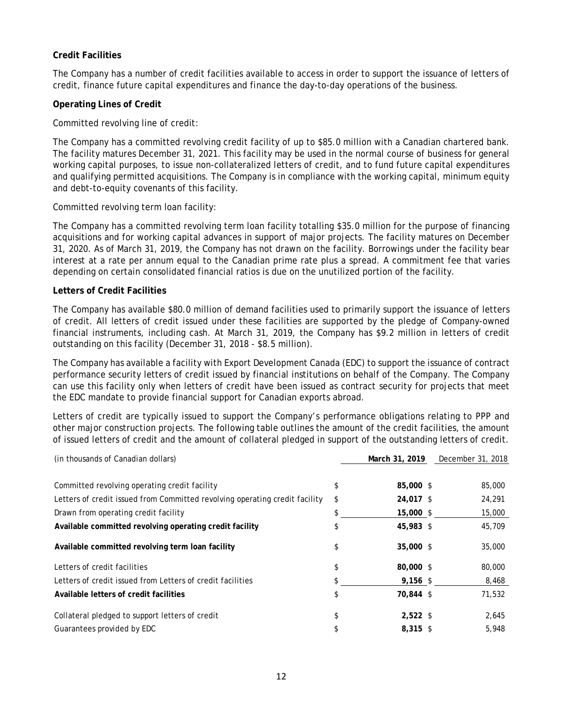**Credit Facilities**

The Company has a number of credit facilities available to access in order to support the issuance of letters of credit, finance future capital expenditures and finance the day-to-day operations of the business.

**Operating Lines of Credit**

Committed revolving line of credit:

The Company has a committed revolving credit facility of up to $85.0 million with a Canadian chartered bank. The facility matures December 31, 2021. This facility may be used in the normal course of business for general working capital purposes, to issue non-collateralized letters of credit, and to fund future capital expenditures and qualifying permitted acquisitions. The Company is in compliance with the working capital, minimum equity and debt-to-equity covenants of this facility.

Committed revolving term loan facility:

The Company has a committed revolving term loan facility totalling $35.0 million for the purpose of financing acquisitions and for working capital advances in support of major projects. The facility matures on December 31, 2020. As of March 31, 2019, the Company has not drawn on the facility. Borrowings under the facility bear interest at a rate per annum equal to the Canadian prime rate plus a spread. A commitment fee that varies depending on certain consolidated financial ratios is due on the unutilized portion of the facility.

**Letters of Credit Facilities**

The Company has available $80.0 million of demand facilities used to primarily support the issuance of letters of credit. All letters of credit issued under these facilities are supported by the pledge of Company-owned financial instruments, including cash. At March 31, 2019, the Company has $9.2 million in letters of credit outstanding on this facility (December 31, 2018 - $8.5 million).

The Company has available a facility with Export Development Canada (EDC) to support the issuance of contract performance security letters of credit issued by financial institutions on behalf of the Company. The Company can use this facility only when letters of credit have been issued as contract security for projects that meet the EDC mandate to provide financial support for Canadian exports abroad.

Letters of credit are typically issued to support the Company's performance obligations relating to PPP and other major construction projects. The following table outlines the amount of the credit facilities, the amount of issued letters of credit and the amount of collateral pledged in support of the outstanding letters of credit.

| *(in thousands of Canadian dollars)* | **March 31, 2019** | December 31, 2018 |
|---|---|---|
| Committed revolving operating credit facility | $ **85,000** | $ 85,000 |
| Letters of credit issued from Committed revolving operating credit facility | $ **24,017** | $ 24,291 |
| Drawn from operating credit facility | $ **15,000** | $ 15,000 |
| **Available committed revolving operating credit facility** | $ **45,983** | $ 45,709 |
| **Available committed revolving term loan facility** | $ **35,000** | $ 35,000 |
| Letters of credit facilities | $ **80,000** | $ 80,000 |
| Letters of credit issued from Letters of credit facilities | $ **9,156** | $ 8,468 |
| **Available letters of credit facilities** | $ **70,844** | $ 71,532 |
| Collateral pledged to support letters of credit | $ **2,522** | $ 2,645 |
| Guarantees provided by EDC | $ **8,315** | $ 5,948 |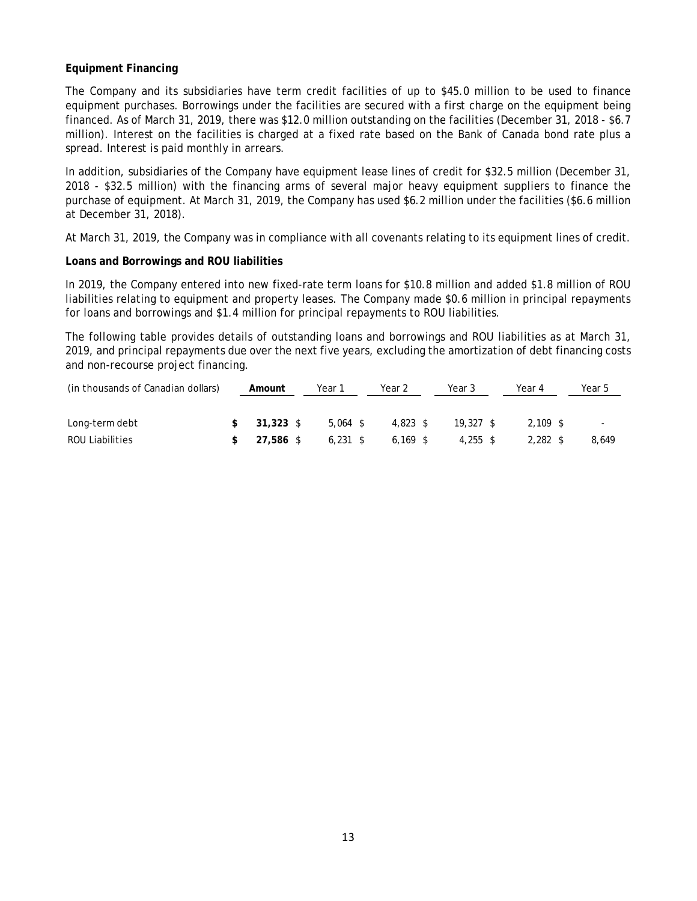**Equipment Financing**

The Company and its subsidiaries have term credit facilities of up to $45.0 million to be used to finance equipment purchases. Borrowings under the facilities are secured with a first charge on the equipment being financed. As of March 31, 2019, there was $12.0 million outstanding on the facilities (December 31, 2018 - $6.7 million). Interest on the facilities is charged at a fixed rate based on the Bank of Canada bond rate plus a spread. Interest is paid monthly in arrears.

In addition, subsidiaries of the Company have equipment lease lines of credit for $32.5 million (December 31, 2018 - $32.5 million) with the financing arms of several major heavy equipment suppliers to finance the purchase of equipment. At March 31, 2019, the Company has used $6.2 million under the facilities ($6.6 million at December 31, 2018).

At March 31, 2019, the Company was in compliance with all covenants relating to its equipment lines of credit.

**Loans and Borrowings and ROU liabilities**

In 2019, the Company entered into new fixed-rate term loans for $10.8 million and added $1.8 million of ROU liabilities relating to equipment and property leases. The Company made $0.6 million in principal repayments for loans and borrowings and $1.4 million for principal repayments to ROU liabilities.

The following table provides details of outstanding loans and borrowings and ROU liabilities as at March 31, 2019, and principal repayments due over the next five years, excluding the amortization of debt financing costs and non-recourse project financing.

| (in thousands of Canadian dollars) | **Amount** | Year 1 | Year 2 | Year 3 | Year 4 | Year 5 |
|---|---|---|---|---|---|---|
| Long-term debt | **$ 31,323** | $ 5,064 | $ 4,823 | $ 19,327 | $ 2,109 | $ - |
| ROU Liabilities | **$ 27,586** | $ 6,231 | $ 6,169 | $ 4,255 | $ 2,282 | $ 8,649 |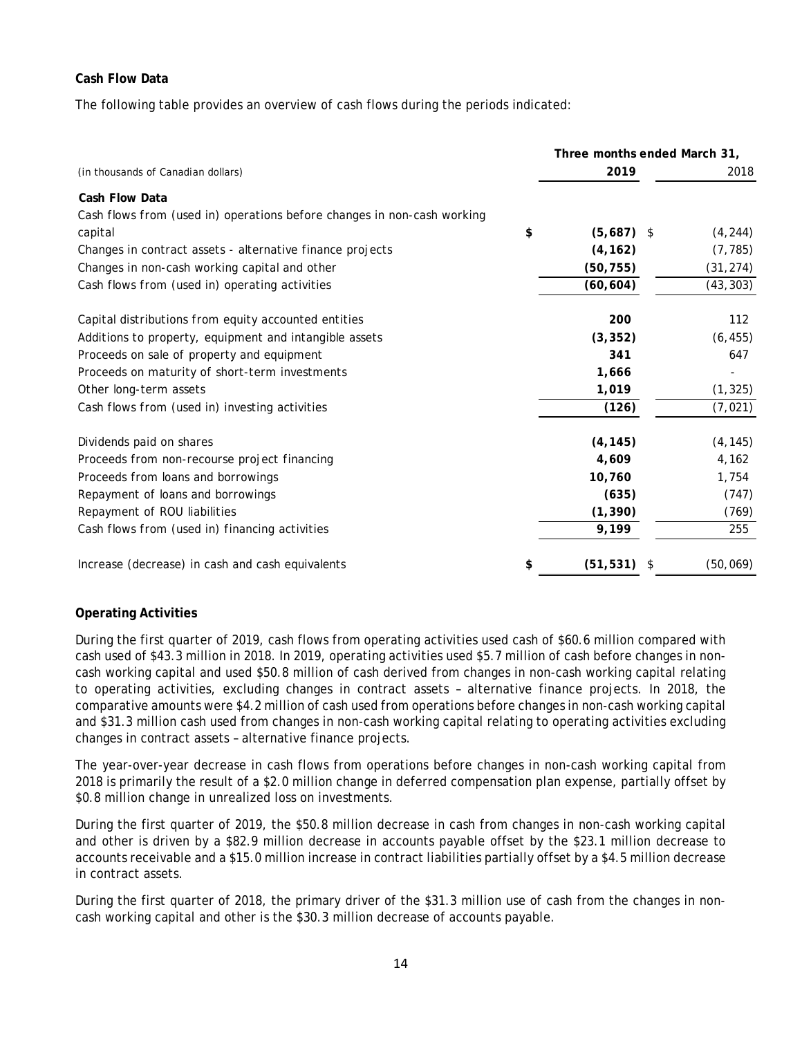**Cash Flow Data**

The following table provides an overview of cash flows during the periods indicated:

| *(in thousands of Canadian dollars)* | Three months ended March 31, 2019 | 2018 |
|---|---|---|
| **Cash Flow Data** | | |
| Cash flows from (used in) operations before changes in non-cash working capital | $ **(5,687)** | $ (4,244) |
| Changes in contract assets - alternative finance projects | **(4,162)** | (7,785) |
| Changes in non-cash working capital and other | **(50,755)** | (31,274) |
| Cash flows from (used in) operating activities | **(60,604)** | (43,303) |
| | | |
| Capital distributions from equity accounted entities | **200** | 112 |
| Additions to property, equipment and intangible assets | **(3,352)** | (6,455) |
| Proceeds on sale of property and equipment | **341** | 647 |
| Proceeds on maturity of short-term investments | **1,666** | - |
| Other long-term assets | **1,019** | (1,325) |
| Cash flows from (used in) investing activities | **(126)** | (7,021) |
| | | |
| Dividends paid on shares | **(4,145)** | (4,145) |
| Proceeds from non-recourse project financing | **4,609** | 4,162 |
| Proceeds from loans and borrowings | **10,760** | 1,754 |
| Repayment of loans and borrowings | **(635)** | (747) |
| Repayment of ROU liabilities | **(1,390)** | (769) |
| Cash flows from (used in) financing activities | **9,199** | 255 |
| | | |
| Increase (decrease) in cash and cash equivalents | $ **(51,531)** | $ (50,069) |

**Operating Activities**

During the first quarter of 2019, cash flows from operating activities used cash of $60.6 million compared with cash used of $43.3 million in 2018. In 2019, operating activities used $5.7 million of cash before changes in non-cash working capital and used $50.8 million of cash derived from changes in non-cash working capital relating to operating activities, excluding changes in contract assets – alternative finance projects. In 2018, the comparative amounts were $4.2 million of cash used from operations before changes in non-cash working capital and $31.3 million cash used from changes in non-cash working capital relating to operating activities excluding changes in contract assets – alternative finance projects.

The year-over-year decrease in cash flows from operations before changes in non-cash working capital from 2018 is primarily the result of a $2.0 million change in deferred compensation plan expense, partially offset by $0.8 million change in unrealized loss on investments.

During the first quarter of 2019, the $50.8 million decrease in cash from changes in non-cash working capital and other is driven by a $82.9 million decrease in accounts payable offset by the $23.1 million decrease to accounts receivable and a $15.0 million increase in contract liabilities partially offset by a $4.5 million decrease in contract assets.

During the first quarter of 2018, the primary driver of the $31.3 million use of cash from the changes in non-cash working capital and other is the $30.3 million decrease of accounts payable.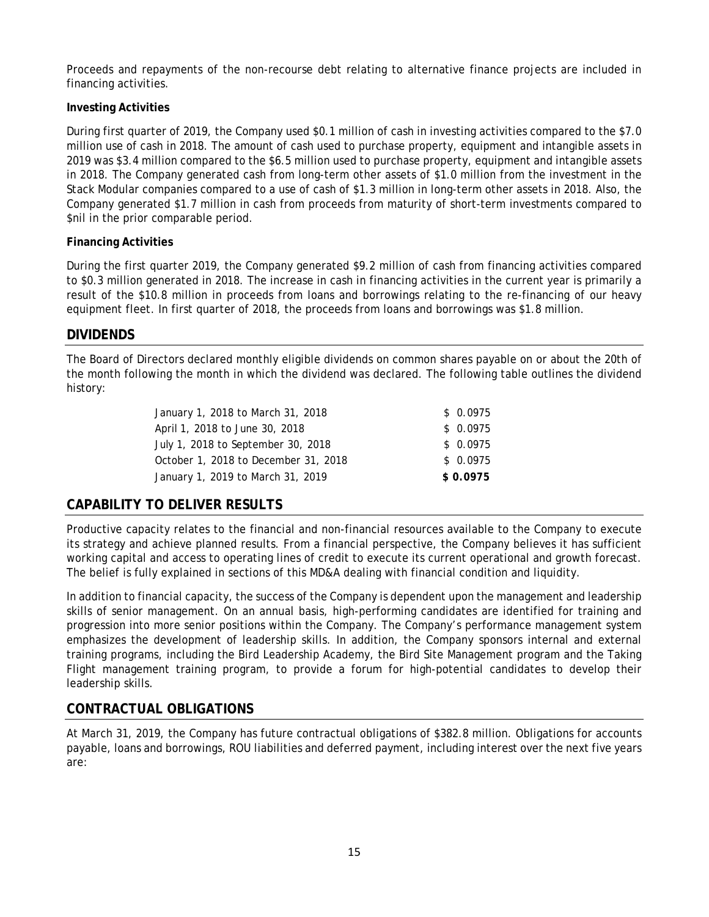Proceeds and repayments of the non-recourse debt relating to alternative finance projects are included in financing activities.

**Investing Activities**

During first quarter of 2019, the Company used $0.1 million of cash in investing activities compared to the $7.0 million use of cash in 2018. The amount of cash used to purchase property, equipment and intangible assets in 2019 was $3.4 million compared to the $6.5 million used to purchase property, equipment and intangible assets in 2018. The Company generated cash from long-term other assets of $1.0 million from the investment in the Stack Modular companies compared to a use of cash of $1.3 million in long-term other assets in 2018. Also, the Company generated $1.7 million in cash from proceeds from maturity of short-term investments compared to $nil in the prior comparable period.

**Financing Activities**

During the first quarter 2019, the Company generated $9.2 million of cash from financing activities compared to $0.3 million generated in 2018. The increase in cash in financing activities in the current year is primarily a result of the $10.8 million in proceeds from loans and borrowings relating to the re-financing of our heavy equipment fleet. In first quarter of 2018, the proceeds from loans and borrowings was $1.8 million.

## DIVIDENDS

The Board of Directors declared monthly eligible dividends on common shares payable on or about the 20th of the month following the month in which the dividend was declared. The following table outlines the dividend history:

| Period | Dividend |
|---|---|
| January 1, 2018 to March 31, 2018 | $ 0.0975 |
| April 1, 2018 to June 30, 2018 | $ 0.0975 |
| July 1, 2018 to September 30, 2018 | $ 0.0975 |
| October 1, 2018 to December 31, 2018 | $ 0.0975 |
| January 1, 2019 to March 31, 2019 | **$ 0.0975** |

## CAPABILITY TO DELIVER RESULTS

Productive capacity relates to the financial and non-financial resources available to the Company to execute its strategy and achieve planned results. From a financial perspective, the Company believes it has sufficient working capital and access to operating lines of credit to execute its current operational and growth forecast. The belief is fully explained in sections of this MD&A dealing with financial condition and liquidity.

In addition to financial capacity, the success of the Company is dependent upon the management and leadership skills of senior management. On an annual basis, high-performing candidates are identified for training and progression into more senior positions within the Company. The Company's performance management system emphasizes the development of leadership skills. In addition, the Company sponsors internal and external training programs, including the Bird Leadership Academy, the Bird Site Management program and the Taking Flight management training program, to provide a forum for high-potential candidates to develop their leadership skills.

## CONTRACTUAL OBLIGATIONS

At March 31, 2019, the Company has future contractual obligations of $382.8 million. Obligations for accounts payable, loans and borrowings, ROU liabilities and deferred payment, including interest over the next five years are: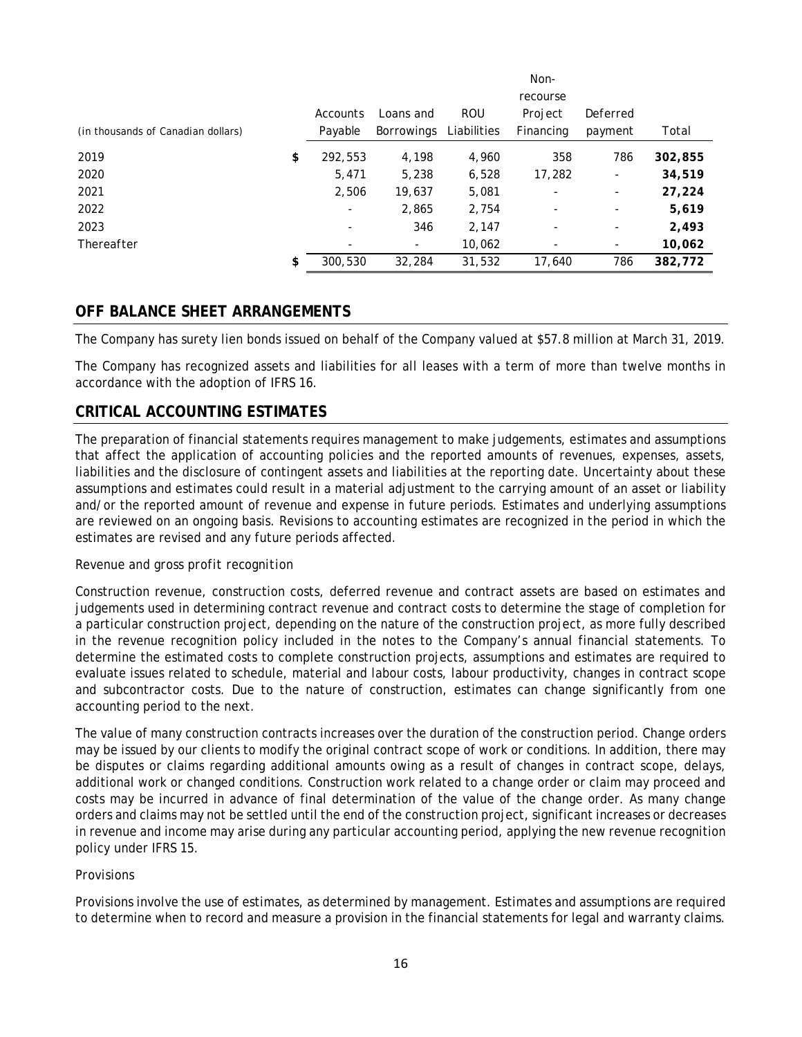| (in thousands of Canadian dollars) | | Accounts Payable | Loans and Borrowings | ROU Liabilities | Non-recourse Project Financing | Deferred payment | Total |
|---|---|---|---|---|---|---|---|
| 2019 | $ | 292,553 | 4,198 | 4,960 | 358 | 786 | **302,855** |
| 2020 | | 5,471 | 5,238 | 6,528 | 17,282 | - | **34,519** |
| 2021 | | 2,506 | 19,637 | 5,081 | - | - | **27,224** |
| 2022 | | - | 2,865 | 2,754 | - | - | **5,619** |
| 2023 | | - | 346 | 2,147 | - | - | **2,493** |
| Thereafter | | - | - | 10,062 | - | - | **10,062** |
| | $ | 300,530 | 32,284 | 31,532 | 17,640 | 786 | **382,772** |

## OFF BALANCE SHEET ARRANGEMENTS

The Company has surety lien bonds issued on behalf of the Company valued at $57.8 million at March 31, 2019.

The Company has recognized assets and liabilities for all leases with a term of more than twelve months in accordance with the adoption of IFRS 16.

## CRITICAL ACCOUNTING ESTIMATES

The preparation of financial statements requires management to make judgements, estimates and assumptions that affect the application of accounting policies and the reported amounts of revenues, expenses, assets, liabilities and the disclosure of contingent assets and liabilities at the reporting date. Uncertainty about these assumptions and estimates could result in a material adjustment to the carrying amount of an asset or liability and/or the reported amount of revenue and expense in future periods. Estimates and underlying assumptions are reviewed on an ongoing basis. Revisions to accounting estimates are recognized in the period in which the estimates are revised and any future periods affected.

*Revenue and gross profit recognition*

Construction revenue, construction costs, deferred revenue and contract assets are based on estimates and judgements used in determining contract revenue and contract costs to determine the stage of completion for a particular construction project, depending on the nature of the construction project, as more fully described in the revenue recognition policy included in the notes to the Company's annual financial statements. To determine the estimated costs to complete construction projects, assumptions and estimates are required to evaluate issues related to schedule, material and labour costs, labour productivity, changes in contract scope and subcontractor costs. Due to the nature of construction, estimates can change significantly from one accounting period to the next.

The value of many construction contracts increases over the duration of the construction period. Change orders may be issued by our clients to modify the original contract scope of work or conditions. In addition, there may be disputes or claims regarding additional amounts owing as a result of changes in contract scope, delays, additional work or changed conditions. Construction work related to a change order or claim may proceed and costs may be incurred in advance of final determination of the value of the change order. As many change orders and claims may not be settled until the end of the construction project, significant increases or decreases in revenue and income may arise during any particular accounting period, applying the new revenue recognition policy under IFRS 15.

*Provisions*

Provisions involve the use of estimates, as determined by management. Estimates and assumptions are required to determine when to record and measure a provision in the financial statements for legal and warranty claims.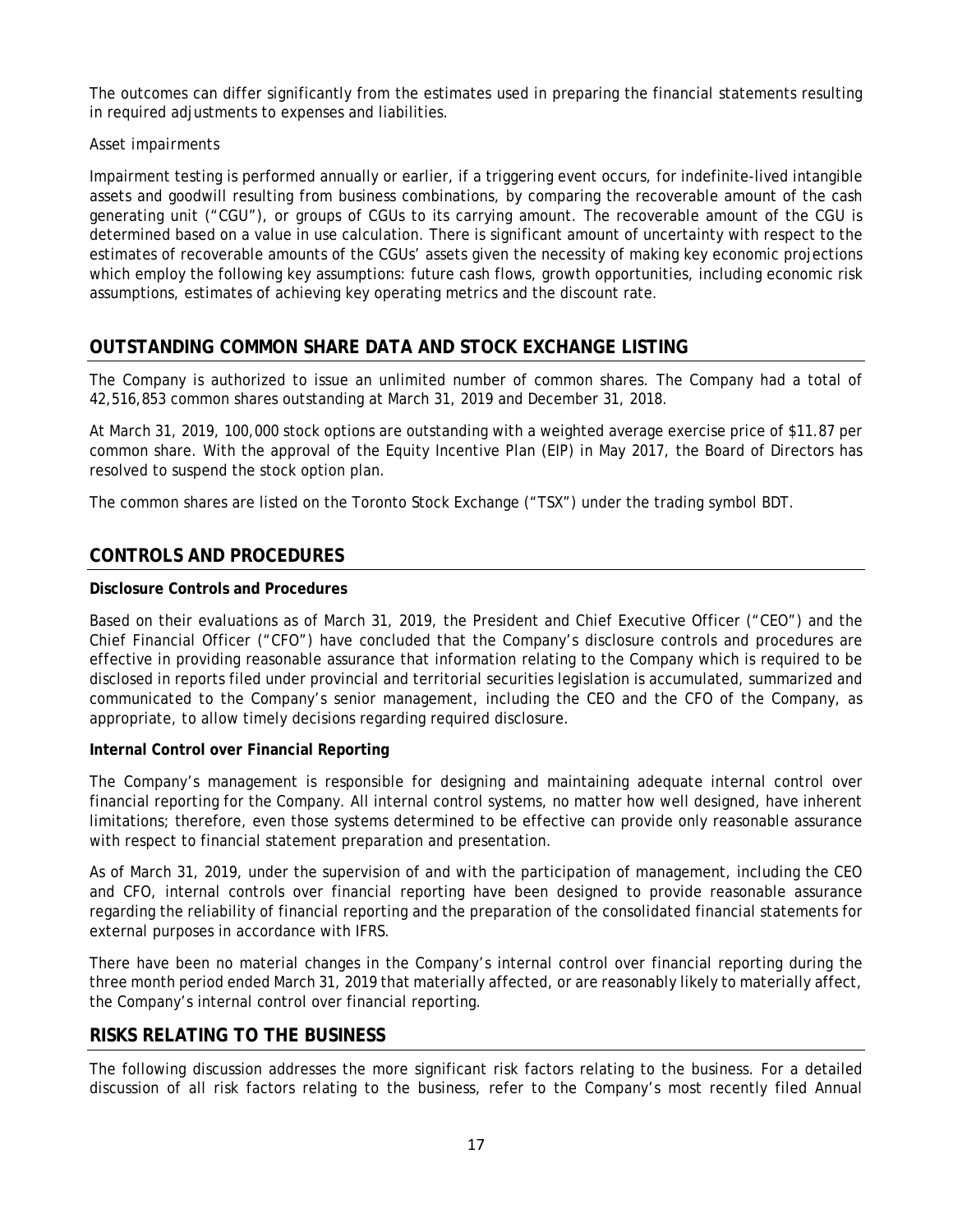The outcomes can differ significantly from the estimates used in preparing the financial statements resulting in required adjustments to expenses and liabilities.

*Asset impairments*

Impairment testing is performed annually or earlier, if a triggering event occurs, for indefinite-lived intangible assets and goodwill resulting from business combinations, by comparing the recoverable amount of the cash generating unit ("CGU"), or groups of CGUs to its carrying amount. The recoverable amount of the CGU is determined based on a value in use calculation. There is significant amount of uncertainty with respect to the estimates of recoverable amounts of the CGUs' assets given the necessity of making key economic projections which employ the following key assumptions: future cash flows, growth opportunities, including economic risk assumptions, estimates of achieving key operating metrics and the discount rate.

## OUTSTANDING COMMON SHARE DATA AND STOCK EXCHANGE LISTING

The Company is authorized to issue an unlimited number of common shares. The Company had a total of 42,516,853 common shares outstanding at March 31, 2019 and December 31, 2018.

At March 31, 2019, 100,000 stock options are outstanding with a weighted average exercise price of $11.87 per common share. With the approval of the Equity Incentive Plan (EIP) in May 2017, the Board of Directors has resolved to suspend the stock option plan.

The common shares are listed on the Toronto Stock Exchange ("TSX") under the trading symbol BDT.

## CONTROLS AND PROCEDURES

**Disclosure Controls and Procedures**

Based on their evaluations as of March 31, 2019, the President and Chief Executive Officer ("CEO") and the Chief Financial Officer ("CFO") have concluded that the Company's disclosure controls and procedures are effective in providing reasonable assurance that information relating to the Company which is required to be disclosed in reports filed under provincial and territorial securities legislation is accumulated, summarized and communicated to the Company's senior management, including the CEO and the CFO of the Company, as appropriate, to allow timely decisions regarding required disclosure.

**Internal Control over Financial Reporting**

The Company's management is responsible for designing and maintaining adequate internal control over financial reporting for the Company. All internal control systems, no matter how well designed, have inherent limitations; therefore, even those systems determined to be effective can provide only reasonable assurance with respect to financial statement preparation and presentation.

As of March 31, 2019, under the supervision of and with the participation of management, including the CEO and CFO, internal controls over financial reporting have been designed to provide reasonable assurance regarding the reliability of financial reporting and the preparation of the consolidated financial statements for external purposes in accordance with IFRS.

There have been no material changes in the Company's internal control over financial reporting during the three month period ended March 31, 2019 that materially affected, or are reasonably likely to materially affect, the Company's internal control over financial reporting.

## RISKS RELATING TO THE BUSINESS

The following discussion addresses the more significant risk factors relating to the business. For a detailed discussion of all risk factors relating to the business, refer to the Company's most recently filed Annual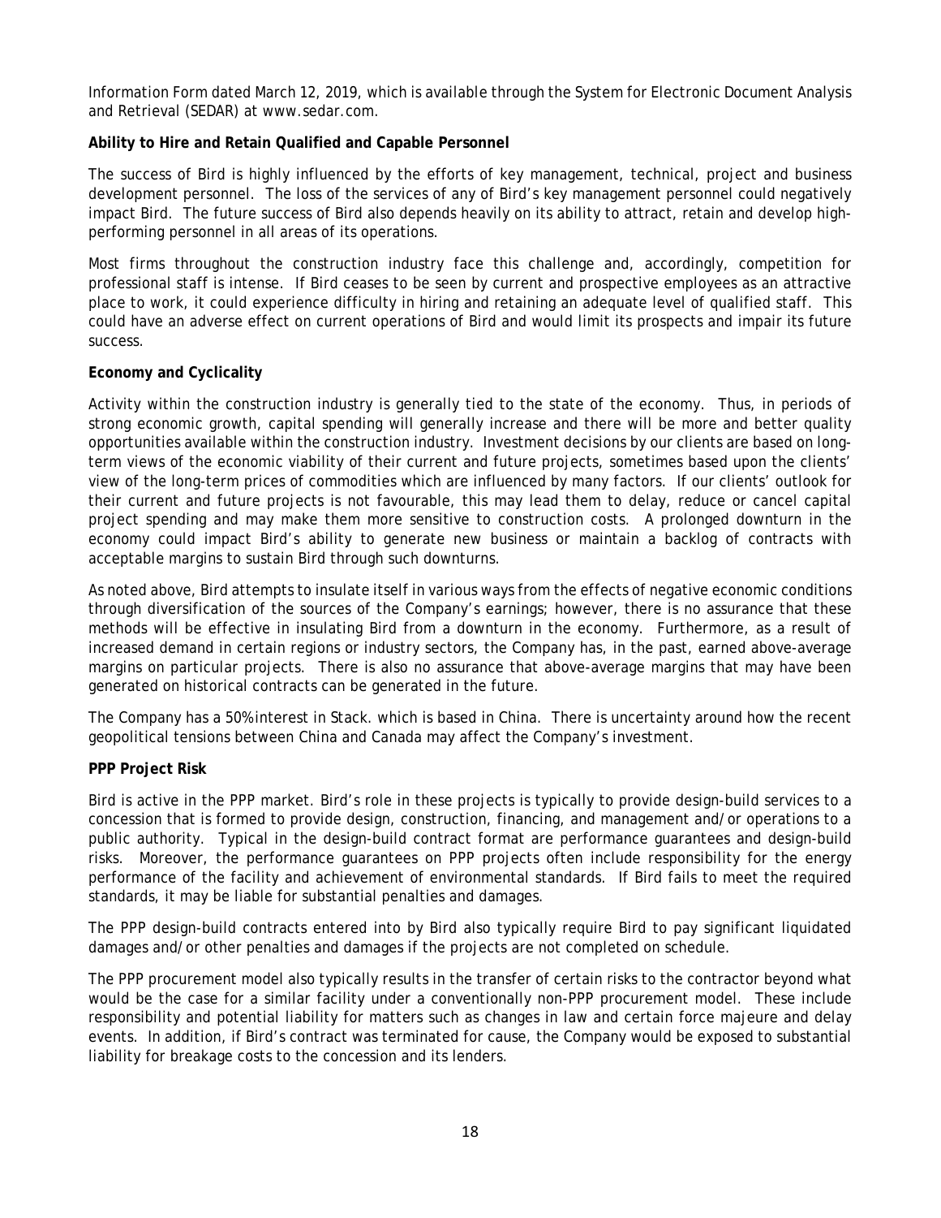Information Form dated March 12, 2019, which is available through the System for Electronic Document Analysis and Retrieval (SEDAR) at www.sedar.com.

**Ability to Hire and Retain Qualified and Capable Personnel**

The success of Bird is highly influenced by the efforts of key management, technical, project and business development personnel. The loss of the services of any of Bird's key management personnel could negatively impact Bird. The future success of Bird also depends heavily on its ability to attract, retain and develop high-performing personnel in all areas of its operations.

Most firms throughout the construction industry face this challenge and, accordingly, competition for professional staff is intense. If Bird ceases to be seen by current and prospective employees as an attractive place to work, it could experience difficulty in hiring and retaining an adequate level of qualified staff. This could have an adverse effect on current operations of Bird and would limit its prospects and impair its future success.

**Economy and Cyclicality**

Activity within the construction industry is generally tied to the state of the economy. Thus, in periods of strong economic growth, capital spending will generally increase and there will be more and better quality opportunities available within the construction industry. Investment decisions by our clients are based on long-term views of the economic viability of their current and future projects, sometimes based upon the clients' view of the long-term prices of commodities which are influenced by many factors. If our clients' outlook for their current and future projects is not favourable, this may lead them to delay, reduce or cancel capital project spending and may make them more sensitive to construction costs. A prolonged downturn in the economy could impact Bird's ability to generate new business or maintain a backlog of contracts with acceptable margins to sustain Bird through such downturns.

As noted above, Bird attempts to insulate itself in various ways from the effects of negative economic conditions through diversification of the sources of the Company's earnings; however, there is no assurance that these methods will be effective in insulating Bird from a downturn in the economy. Furthermore, as a result of increased demand in certain regions or industry sectors, the Company has, in the past, earned above-average margins on particular projects. There is also no assurance that above-average margins that may have been generated on historical contracts can be generated in the future.

The Company has a 50% interest in Stack. which is based in China. There is uncertainty around how the recent geopolitical tensions between China and Canada may affect the Company's investment.

**PPP Project Risk**

Bird is active in the PPP market. Bird's role in these projects is typically to provide design-build services to a concession that is formed to provide design, construction, financing, and management and/or operations to a public authority. Typical in the design-build contract format are performance guarantees and design-build risks. Moreover, the performance guarantees on PPP projects often include responsibility for the energy performance of the facility and achievement of environmental standards. If Bird fails to meet the required standards, it may be liable for substantial penalties and damages.

The PPP design-build contracts entered into by Bird also typically require Bird to pay significant liquidated damages and/or other penalties and damages if the projects are not completed on schedule.

The PPP procurement model also typically results in the transfer of certain risks to the contractor beyond what would be the case for a similar facility under a conventionally non-PPP procurement model. These include responsibility and potential liability for matters such as changes in law and certain force majeure and delay events. In addition, if Bird's contract was terminated for cause, the Company would be exposed to substantial liability for breakage costs to the concession and its lenders.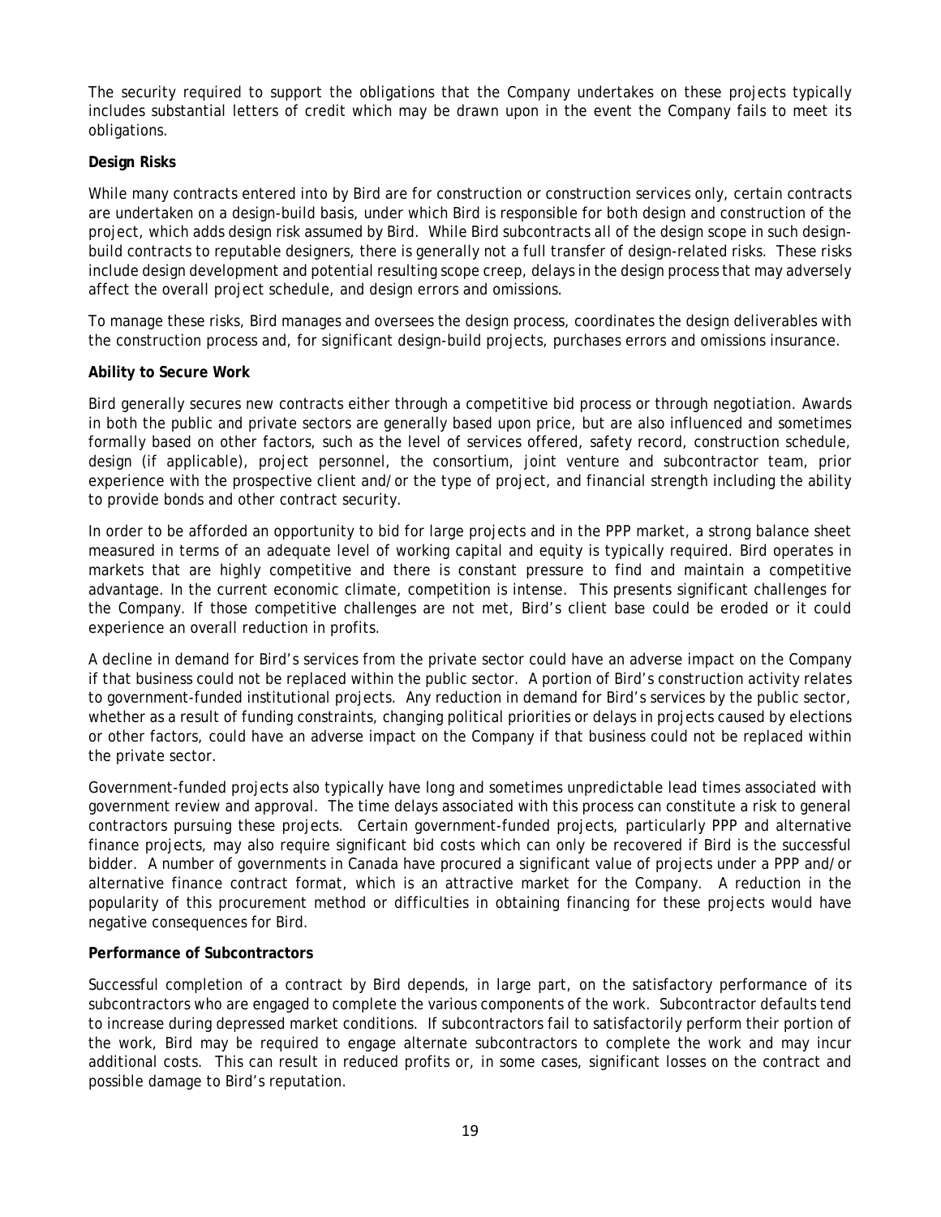The security required to support the obligations that the Company undertakes on these projects typically includes substantial letters of credit which may be drawn upon in the event the Company fails to meet its obligations.

**Design Risks**

While many contracts entered into by Bird are for construction or construction services only, certain contracts are undertaken on a design-build basis, under which Bird is responsible for both design and construction of the project, which adds design risk assumed by Bird. While Bird subcontracts all of the design scope in such design-build contracts to reputable designers, there is generally not a full transfer of design-related risks. These risks include design development and potential resulting scope creep, delays in the design process that may adversely affect the overall project schedule, and design errors and omissions.

To manage these risks, Bird manages and oversees the design process, coordinates the design deliverables with the construction process and, for significant design-build projects, purchases errors and omissions insurance.

**Ability to Secure Work**

Bird generally secures new contracts either through a competitive bid process or through negotiation. Awards in both the public and private sectors are generally based upon price, but are also influenced and sometimes formally based on other factors, such as the level of services offered, safety record, construction schedule, design (if applicable), project personnel, the consortium, joint venture and subcontractor team, prior experience with the prospective client and/or the type of project, and financial strength including the ability to provide bonds and other contract security.

In order to be afforded an opportunity to bid for large projects and in the PPP market, a strong balance sheet measured in terms of an adequate level of working capital and equity is typically required. Bird operates in markets that are highly competitive and there is constant pressure to find and maintain a competitive advantage. In the current economic climate, competition is intense. This presents significant challenges for the Company. If those competitive challenges are not met, Bird's client base could be eroded or it could experience an overall reduction in profits.

A decline in demand for Bird's services from the private sector could have an adverse impact on the Company if that business could not be replaced within the public sector. A portion of Bird's construction activity relates to government-funded institutional projects. Any reduction in demand for Bird's services by the public sector, whether as a result of funding constraints, changing political priorities or delays in projects caused by elections or other factors, could have an adverse impact on the Company if that business could not be replaced within the private sector.

Government-funded projects also typically have long and sometimes unpredictable lead times associated with government review and approval. The time delays associated with this process can constitute a risk to general contractors pursuing these projects. Certain government-funded projects, particularly PPP and alternative finance projects, may also require significant bid costs which can only be recovered if Bird is the successful bidder. A number of governments in Canada have procured a significant value of projects under a PPP and/or alternative finance contract format, which is an attractive market for the Company. A reduction in the popularity of this procurement method or difficulties in obtaining financing for these projects would have negative consequences for Bird.

**Performance of Subcontractors**

Successful completion of a contract by Bird depends, in large part, on the satisfactory performance of its subcontractors who are engaged to complete the various components of the work. Subcontractor defaults tend to increase during depressed market conditions. If subcontractors fail to satisfactorily perform their portion of the work, Bird may be required to engage alternate subcontractors to complete the work and may incur additional costs. This can result in reduced profits or, in some cases, significant losses on the contract and possible damage to Bird's reputation.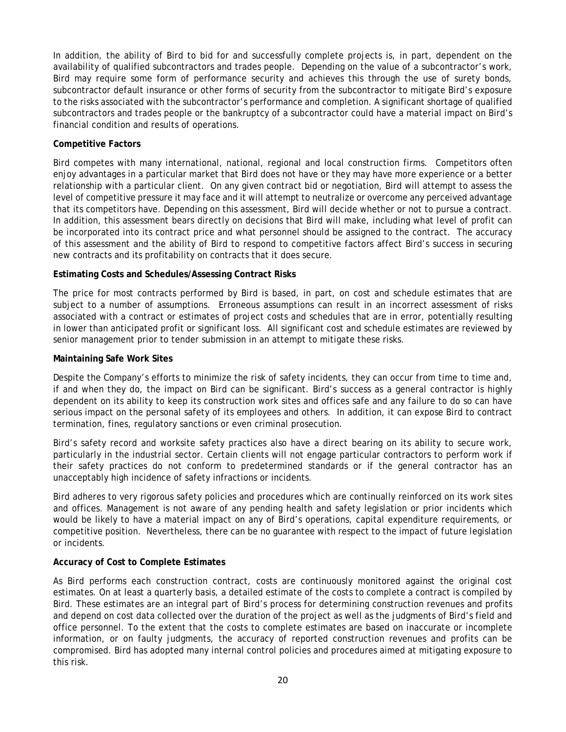In addition, the ability of Bird to bid for and successfully complete projects is, in part, dependent on the availability of qualified subcontractors and trades people. Depending on the value of a subcontractor's work, Bird may require some form of performance security and achieves this through the use of surety bonds, subcontractor default insurance or other forms of security from the subcontractor to mitigate Bird's exposure to the risks associated with the subcontractor's performance and completion. A significant shortage of qualified subcontractors and trades people or the bankruptcy of a subcontractor could have a material impact on Bird's financial condition and results of operations.

**Competitive Factors**

Bird competes with many international, national, regional and local construction firms. Competitors often enjoy advantages in a particular market that Bird does not have or they may have more experience or a better relationship with a particular client. On any given contract bid or negotiation, Bird will attempt to assess the level of competitive pressure it may face and it will attempt to neutralize or overcome any perceived advantage that its competitors have. Depending on this assessment, Bird will decide whether or not to pursue a contract. In addition, this assessment bears directly on decisions that Bird will make, including what level of profit can be incorporated into its contract price and what personnel should be assigned to the contract. The accuracy of this assessment and the ability of Bird to respond to competitive factors affect Bird's success in securing new contracts and its profitability on contracts that it does secure.

**Estimating Costs and Schedules/Assessing Contract Risks**

The price for most contracts performed by Bird is based, in part, on cost and schedule estimates that are subject to a number of assumptions. Erroneous assumptions can result in an incorrect assessment of risks associated with a contract or estimates of project costs and schedules that are in error, potentially resulting in lower than anticipated profit or significant loss. All significant cost and schedule estimates are reviewed by senior management prior to tender submission in an attempt to mitigate these risks.

**Maintaining Safe Work Sites**

Despite the Company's efforts to minimize the risk of safety incidents, they can occur from time to time and, if and when they do, the impact on Bird can be significant. Bird's success as a general contractor is highly dependent on its ability to keep its construction work sites and offices safe and any failure to do so can have serious impact on the personal safety of its employees and others. In addition, it can expose Bird to contract termination, fines, regulatory sanctions or even criminal prosecution.

Bird's safety record and worksite safety practices also have a direct bearing on its ability to secure work, particularly in the industrial sector. Certain clients will not engage particular contractors to perform work if their safety practices do not conform to predetermined standards or if the general contractor has an unacceptably high incidence of safety infractions or incidents.

Bird adheres to very rigorous safety policies and procedures which are continually reinforced on its work sites and offices. Management is not aware of any pending health and safety legislation or prior incidents which would be likely to have a material impact on any of Bird's operations, capital expenditure requirements, or competitive position. Nevertheless, there can be no guarantee with respect to the impact of future legislation or incidents.

**Accuracy of Cost to Complete Estimates**

As Bird performs each construction contract, costs are continuously monitored against the original cost estimates. On at least a quarterly basis, a detailed estimate of the costs to complete a contract is compiled by Bird. These estimates are an integral part of Bird's process for determining construction revenues and profits and depend on cost data collected over the duration of the project as well as the judgments of Bird's field and office personnel. To the extent that the costs to complete estimates are based on inaccurate or incomplete information, or on faulty judgments, the accuracy of reported construction revenues and profits can be compromised. Bird has adopted many internal control policies and procedures aimed at mitigating exposure to this risk.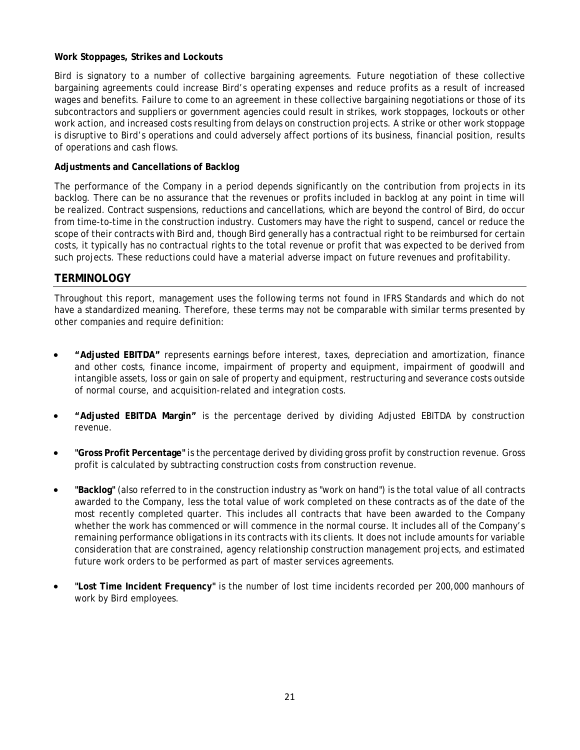**Work Stoppages, Strikes and Lockouts**

Bird is signatory to a number of collective bargaining agreements. Future negotiation of these collective bargaining agreements could increase Bird's operating expenses and reduce profits as a result of increased wages and benefits. Failure to come to an agreement in these collective bargaining negotiations or those of its subcontractors and suppliers or government agencies could result in strikes, work stoppages, lockouts or other work action, and increased costs resulting from delays on construction projects. A strike or other work stoppage is disruptive to Bird's operations and could adversely affect portions of its business, financial position, results of operations and cash flows.

**Adjustments and Cancellations of Backlog**

The performance of the Company in a period depends significantly on the contribution from projects in its backlog. There can be no assurance that the revenues or profits included in backlog at any point in time will be realized. Contract suspensions, reductions and cancellations, which are beyond the control of Bird, do occur from time-to-time in the construction industry. Customers may have the right to suspend, cancel or reduce the scope of their contracts with Bird and, though Bird generally has a contractual right to be reimbursed for certain costs, it typically has no contractual rights to the total revenue or profit that was expected to be derived from such projects. These reductions could have a material adverse impact on future revenues and profitability.

## TERMINOLOGY

Throughout this report, management uses the following terms not found in IFRS Standards and which do not have a standardized meaning. Therefore, these terms may not be comparable with similar terms presented by other companies and require definition:

- **"Adjusted EBITDA"** represents earnings before interest, taxes, depreciation and amortization, finance and other costs, finance income, impairment of property and equipment, impairment of goodwill and intangible assets, loss or gain on sale of property and equipment, restructuring and severance costs outside of normal course, and acquisition-related and integration costs.

- **"Adjusted EBITDA Margin"** is the percentage derived by dividing Adjusted EBITDA by construction revenue.

- **"Gross Profit Percentage"** is the percentage derived by dividing gross profit by construction revenue. Gross profit is calculated by subtracting construction costs from construction revenue.

- **"Backlog"** (also referred to in the construction industry as "work on hand") is the total value of all contracts awarded to the Company, less the total value of work completed on these contracts as of the date of the most recently completed quarter. This includes all contracts that have been awarded to the Company whether the work has commenced or will commence in the normal course. It includes all of the Company's remaining performance obligations in its contracts with its clients. It does not include amounts for variable consideration that are constrained, agency relationship construction management projects, and estimated future work orders to be performed as part of master services agreements.

- **"Lost Time Incident Frequency"** is the number of lost time incidents recorded per 200,000 manhours of work by Bird employees.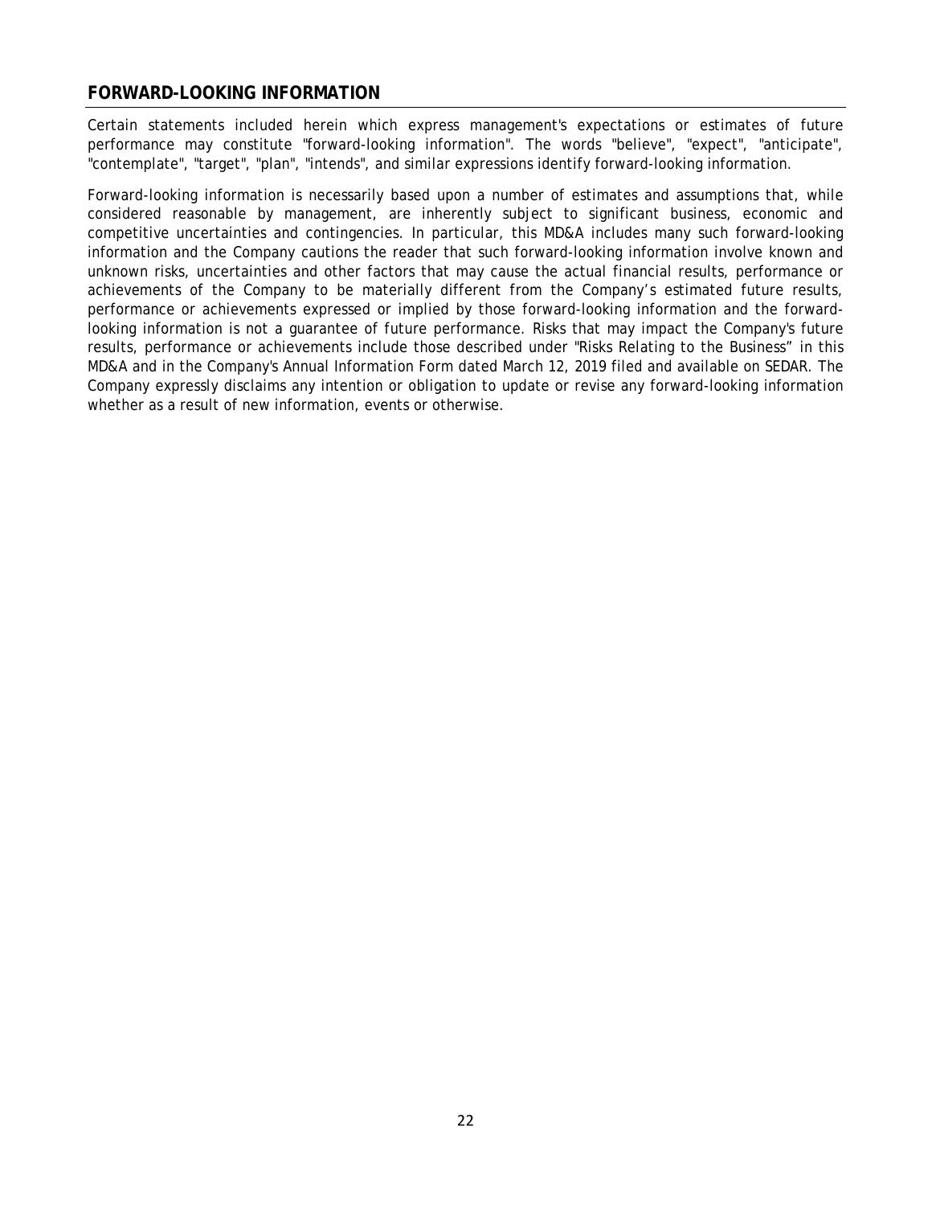## FORWARD-LOOKING INFORMATION

Certain statements included herein which express management's expectations or estimates of future performance may constitute "forward-looking information". The words "believe", "expect", "anticipate", "contemplate", "target", "plan", "intends", and similar expressions identify forward-looking information.

Forward-looking information is necessarily based upon a number of estimates and assumptions that, while considered reasonable by management, are inherently subject to significant business, economic and competitive uncertainties and contingencies. In particular, this MD&A includes many such forward-looking information and the Company cautions the reader that such forward-looking information involve known and unknown risks, uncertainties and other factors that may cause the actual financial results, performance or achievements of the Company to be materially different from the Company's estimated future results, performance or achievements expressed or implied by those forward-looking information and the forward-looking information is not a guarantee of future performance. Risks that may impact the Company's future results, performance or achievements include those described under "Risks Relating to the Business" in this MD&A and in the Company's Annual Information Form dated March 12, 2019 filed and available on SEDAR. The Company expressly disclaims any intention or obligation to update or revise any forward-looking information whether as a result of new information, events or otherwise.